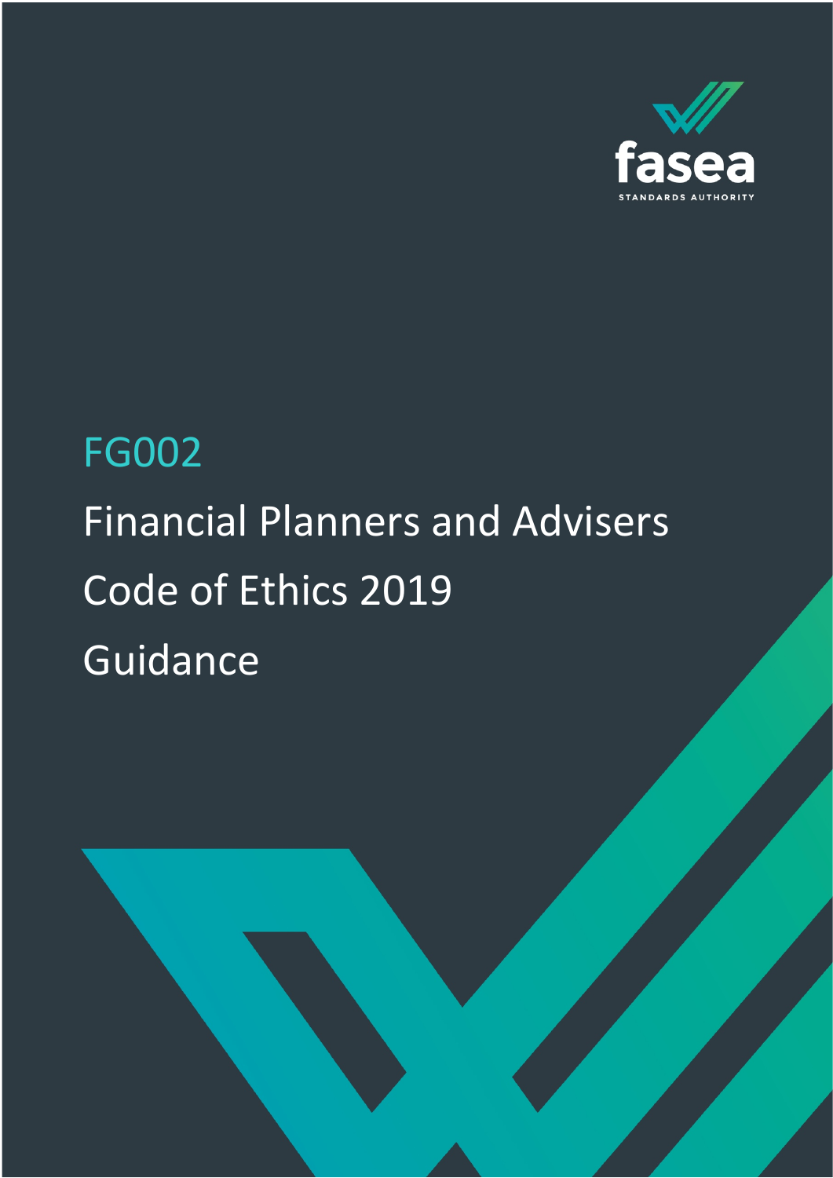fasea

STANDARDS AUTHORITY

FG002

# Financial Planners and Advisers Code of Ethics 2019 Guidance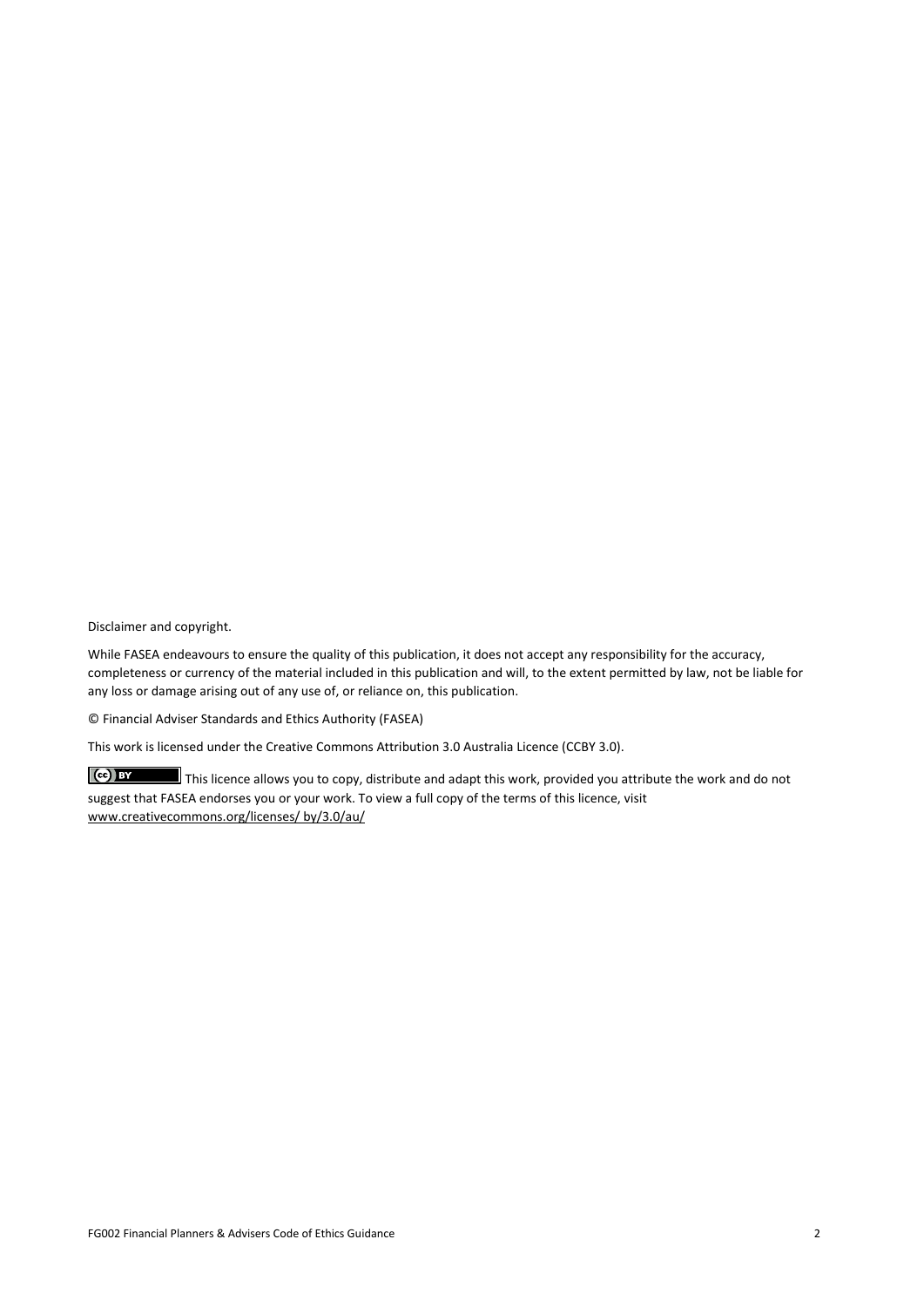Disclaimer and copyright.

While FASEA endeavours to ensure the quality of this publication, it does not accept any responsibility for the accuracy, completeness or currency of the material included in this publication and will, to the extent permitted by law, not be liable for any loss or damage arising out of any use of, or reliance on, this publication.

© Financial Adviser Standards and Ethics Authority (FASEA)

This work is licensed under the Creative Commons Attribution 3.0 Australia Licence (CCBY 3.0).

This licence allows you to copy, distribute and adapt this work, provided you attribute the work and do not suggest that FASEA endorses you or your work. To view a full copy of the terms of this licence, visit www.creativecommons.org/licenses/ by/3.0/au/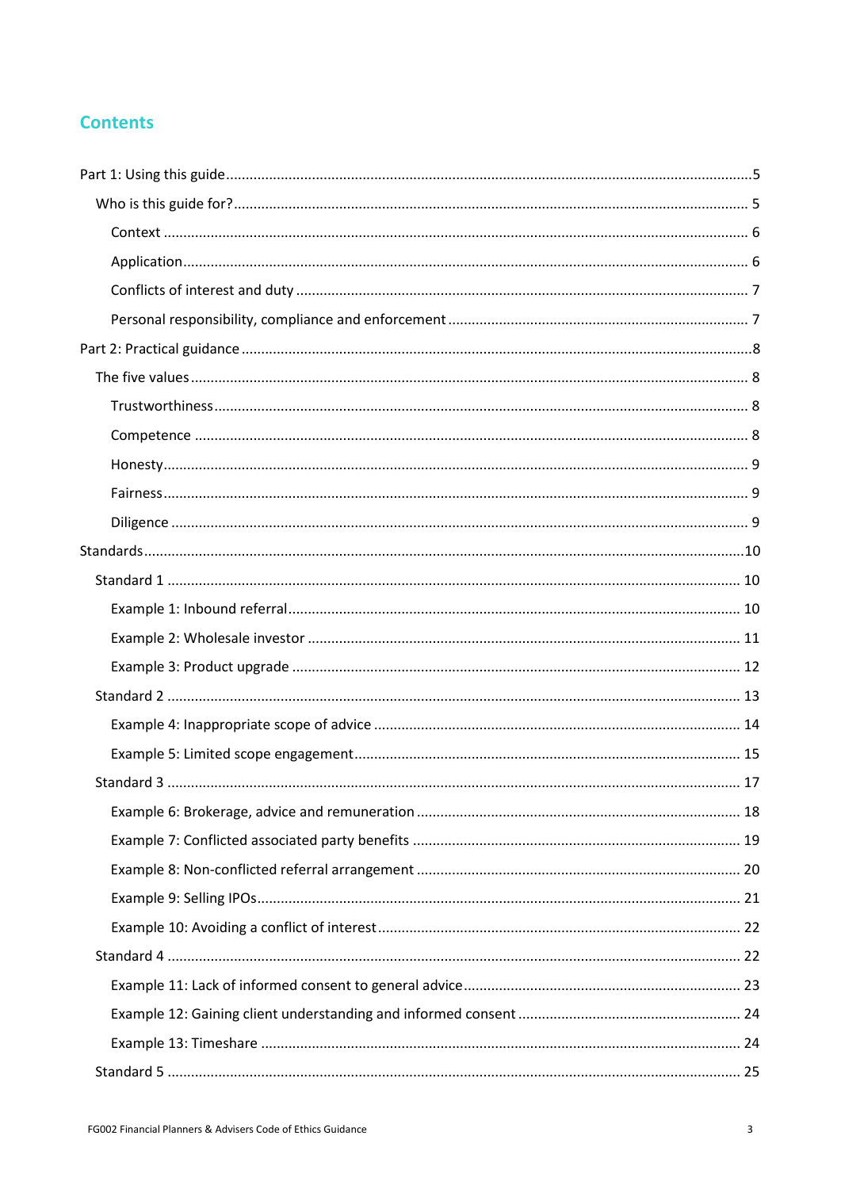# Contents

- Part 1: Using this guide ... 5
  - Who is this guide for? ... 5
    - Context ... 6
    - Application ... 6
    - Conflicts of interest and duty ... 7
    - Personal responsibility, compliance and enforcement ... 7
- Part 2: Practical guidance ... 8
  - The five values ... 8
    - Trustworthiness ... 8
    - Competence ... 8
    - Honesty ... 9
    - Fairness ... 9
    - Diligence ... 9
- Standards ... 10
  - Standard 1 ... 10
    - Example 1: Inbound referral ... 10
    - Example 2: Wholesale investor ... 11
    - Example 3: Product upgrade ... 12
  - Standard 2 ... 13
    - Example 4: Inappropriate scope of advice ... 14
    - Example 5: Limited scope engagement ... 15
  - Standard 3 ... 17
    - Example 6: Brokerage, advice and remuneration ... 18
    - Example 7: Conflicted associated party benefits ... 19
    - Example 8: Non-conflicted referral arrangement ... 20
    - Example 9: Selling IPOs ... 21
    - Example 10: Avoiding a conflict of interest ... 22
  - Standard 4 ... 22
    - Example 11: Lack of informed consent to general advice ... 23
    - Example 12: Gaining client understanding and informed consent ... 24
    - Example 13: Timeshare ... 24
  - Standard 5 ... 25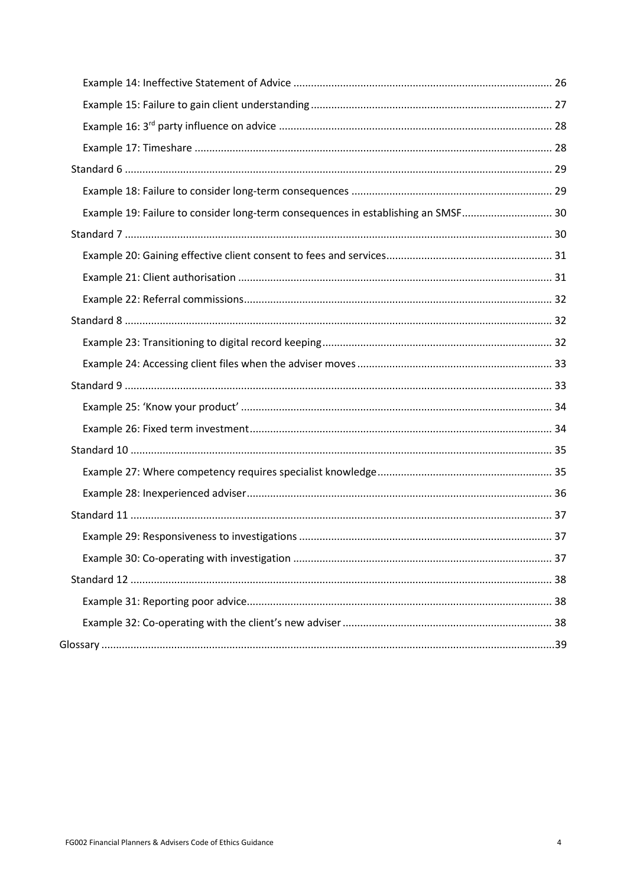- Example 14: Ineffective Statement of Advice ... 26
- Example 15: Failure to gain client understanding ... 27
- Example 16: 3rd party influence on advice ... 28
- Example 17: Timeshare ... 28

Standard 6 ... 29

- Example 18: Failure to consider long-term consequences ... 29
- Example 19: Failure to consider long-term consequences in establishing an SMSF ... 30

Standard 7 ... 30

- Example 20: Gaining effective client consent to fees and services ... 31
- Example 21: Client authorisation ... 31
- Example 22: Referral commissions ... 32

Standard 8 ... 32

- Example 23: Transitioning to digital record keeping ... 32
- Example 24: Accessing client files when the adviser moves ... 33

Standard 9 ... 33

- Example 25: 'Know your product' ... 34
- Example 26: Fixed term investment ... 34

Standard 10 ... 35

- Example 27: Where competency requires specialist knowledge ... 35
- Example 28: Inexperienced adviser ... 36

Standard 11 ... 37

- Example 29: Responsiveness to investigations ... 37
- Example 30: Co-operating with investigation ... 37

Standard 12 ... 38

- Example 31: Reporting poor advice ... 38
- Example 32: Co-operating with the client's new adviser ... 38

Glossary ... 39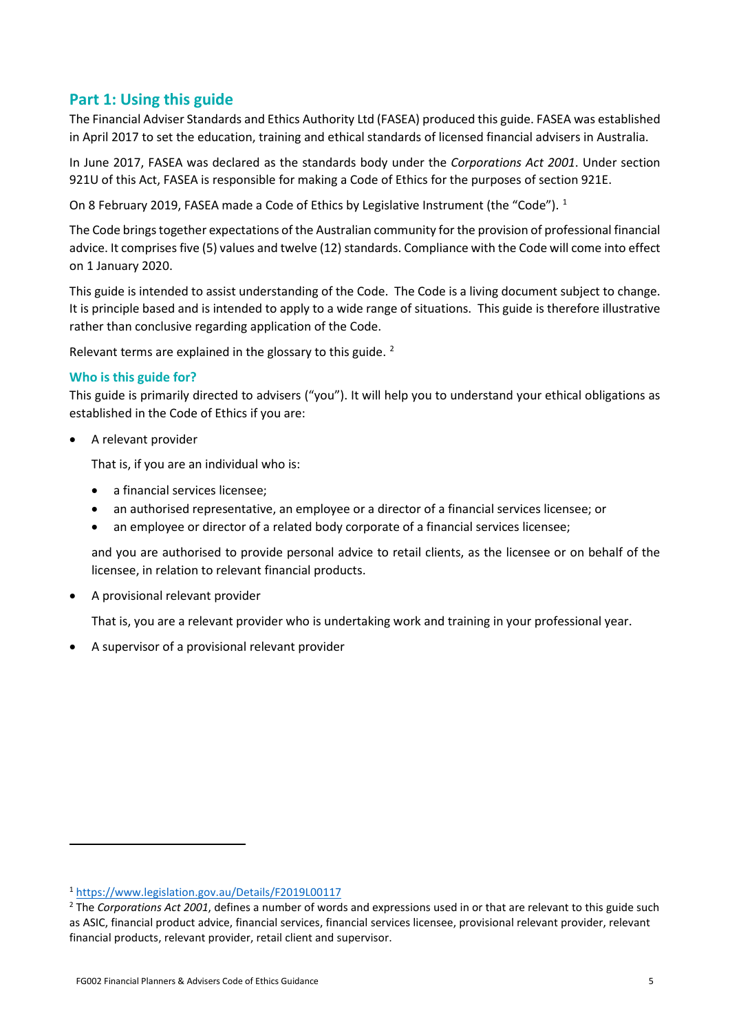## Part 1: Using this guide

The Financial Adviser Standards and Ethics Authority Ltd (FASEA) produced this guide. FASEA was established in April 2017 to set the education, training and ethical standards of licensed financial advisers in Australia.

In June 2017, FASEA was declared as the standards body under the *Corporations Act 2001*. Under section 921U of this Act, FASEA is responsible for making a Code of Ethics for the purposes of section 921E.

On 8 February 2019, FASEA made a Code of Ethics by Legislative Instrument (the "Code"). [1]

The Code brings together expectations of the Australian community for the provision of professional financial advice. It comprises five (5) values and twelve (12) standards. Compliance with the Code will come into effect on 1 January 2020.

This guide is intended to assist understanding of the Code. The Code is a living document subject to change. It is principle based and is intended to apply to a wide range of situations. This guide is therefore illustrative rather than conclusive regarding application of the Code.

Relevant terms are explained in the glossary to this guide. [2]

### Who is this guide for?

This guide is primarily directed to advisers ("you"). It will help you to understand your ethical obligations as established in the Code of Ethics if you are:

- A relevant provider

  That is, if you are an individual who is:

  - a financial services licensee;
  - an authorised representative, an employee or a director of a financial services licensee; or
  - an employee or director of a related body corporate of a financial services licensee;

  and you are authorised to provide personal advice to retail clients, as the licensee or on behalf of the licensee, in relation to relevant financial products.

- A provisional relevant provider

  That is, you are a relevant provider who is undertaking work and training in your professional year.

- A supervisor of a provisional relevant provider

---

[1] https://www.legislation.gov.au/Details/F2019L00117

[2] The *Corporations Act 2001*, defines a number of words and expressions used in or that are relevant to this guide such as ASIC, financial product advice, financial services, financial services licensee, provisional relevant provider, relevant financial products, relevant provider, retail client and supervisor.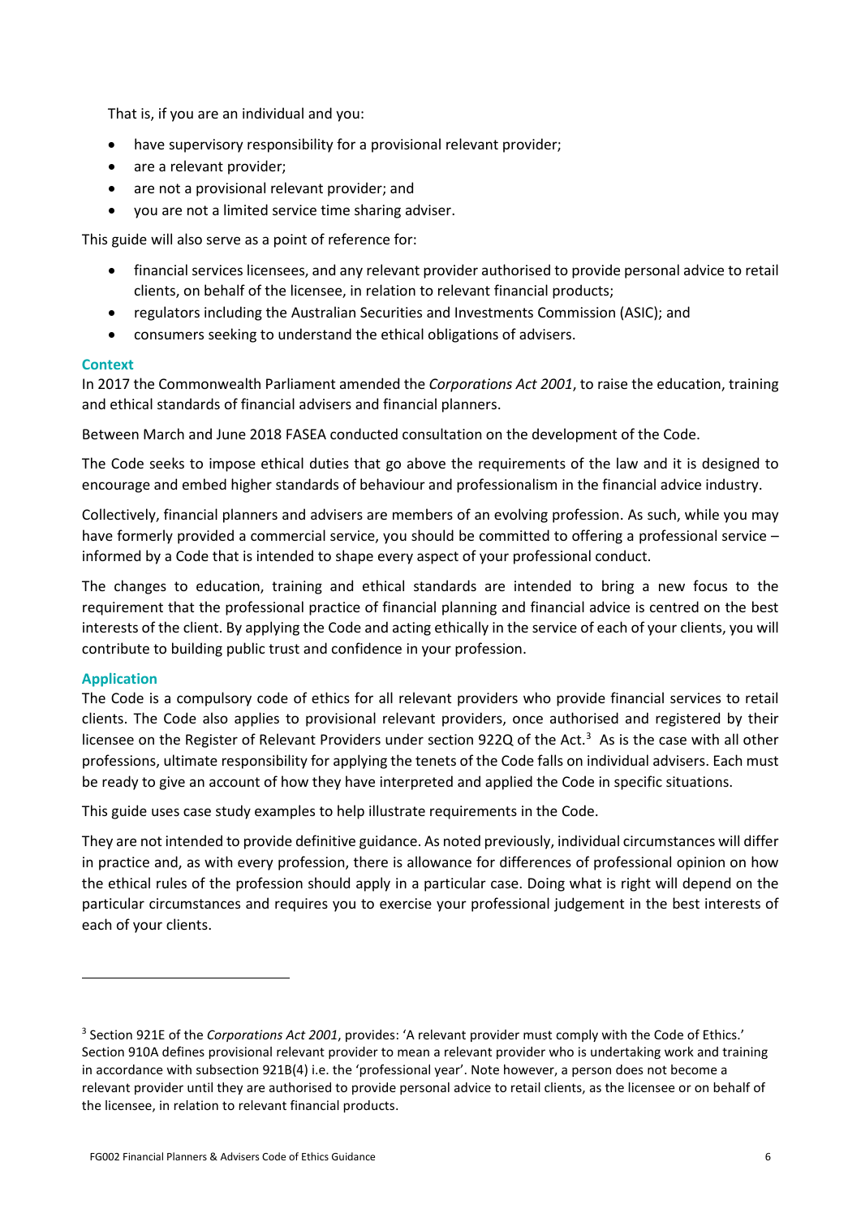That is, if you are an individual and you:

- have supervisory responsibility for a provisional relevant provider;
- are a relevant provider;
- are not a provisional relevant provider; and
- you are not a limited service time sharing adviser.

This guide will also serve as a point of reference for:

- financial services licensees, and any relevant provider authorised to provide personal advice to retail clients, on behalf of the licensee, in relation to relevant financial products;
- regulators including the Australian Securities and Investments Commission (ASIC); and
- consumers seeking to understand the ethical obligations of advisers.

### Context

In 2017 the Commonwealth Parliament amended the *Corporations Act 2001*, to raise the education, training and ethical standards of financial advisers and financial planners.

Between March and June 2018 FASEA conducted consultation on the development of the Code.

The Code seeks to impose ethical duties that go above the requirements of the law and it is designed to encourage and embed higher standards of behaviour and professionalism in the financial advice industry.

Collectively, financial planners and advisers are members of an evolving profession. As such, while you may have formerly provided a commercial service, you should be committed to offering a professional service – informed by a Code that is intended to shape every aspect of your professional conduct.

The changes to education, training and ethical standards are intended to bring a new focus to the requirement that the professional practice of financial planning and financial advice is centred on the best interests of the client. By applying the Code and acting ethically in the service of each of your clients, you will contribute to building public trust and confidence in your profession.

### Application

The Code is a compulsory code of ethics for all relevant providers who provide financial services to retail clients. The Code also applies to provisional relevant providers, once authorised and registered by their licensee on the Register of Relevant Providers under section 922Q of the Act.[3] As is the case with all other professions, ultimate responsibility for applying the tenets of the Code falls on individual advisers. Each must be ready to give an account of how they have interpreted and applied the Code in specific situations.

This guide uses case study examples to help illustrate requirements in the Code.

They are not intended to provide definitive guidance. As noted previously, individual circumstances will differ in practice and, as with every profession, there is allowance for differences of professional opinion on how the ethical rules of the profession should apply in a particular case. Doing what is right will depend on the particular circumstances and requires you to exercise your professional judgement in the best interests of each of your clients.

---

[3] Section 921E of the *Corporations Act 2001*, provides: 'A relevant provider must comply with the Code of Ethics.' Section 910A defines provisional relevant provider to mean a relevant provider who is undertaking work and training in accordance with subsection 921B(4) i.e. the 'professional year'. Note however, a person does not become a relevant provider until they are authorised to provide personal advice to retail clients, as the licensee or on behalf of the licensee, in relation to relevant financial products.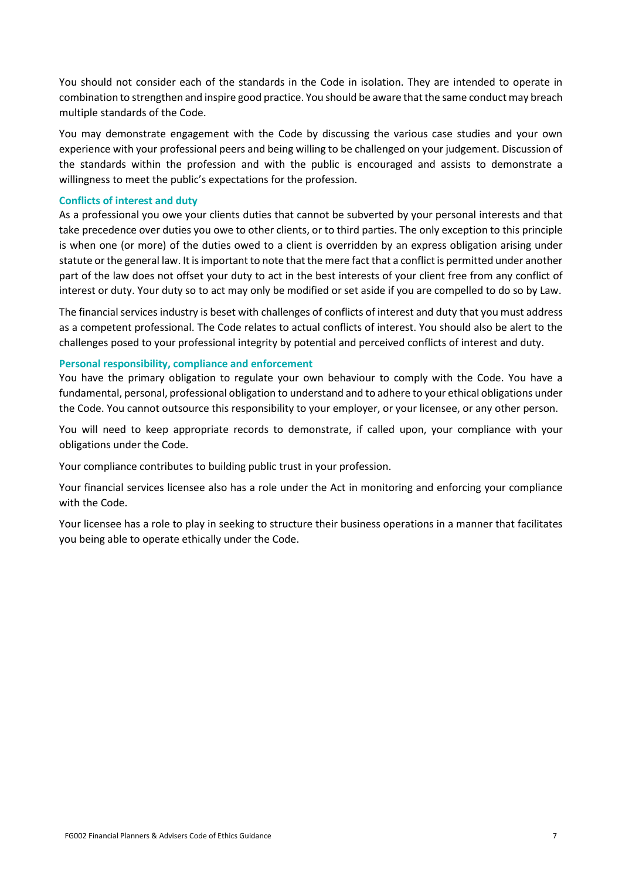You should not consider each of the standards in the Code in isolation. They are intended to operate in combination to strengthen and inspire good practice. You should be aware that the same conduct may breach multiple standards of the Code.

You may demonstrate engagement with the Code by discussing the various case studies and your own experience with your professional peers and being willing to be challenged on your judgement. Discussion of the standards within the profession and with the public is encouraged and assists to demonstrate a willingness to meet the public's expectations for the profession.

### Conflicts of interest and duty

As a professional you owe your clients duties that cannot be subverted by your personal interests and that take precedence over duties you owe to other clients, or to third parties. The only exception to this principle is when one (or more) of the duties owed to a client is overridden by an express obligation arising under statute or the general law. It is important to note that the mere fact that a conflict is permitted under another part of the law does not offset your duty to act in the best interests of your client free from any conflict of interest or duty. Your duty so to act may only be modified or set aside if you are compelled to do so by Law.

The financial services industry is beset with challenges of conflicts of interest and duty that you must address as a competent professional. The Code relates to actual conflicts of interest. You should also be alert to the challenges posed to your professional integrity by potential and perceived conflicts of interest and duty.

### Personal responsibility, compliance and enforcement

You have the primary obligation to regulate your own behaviour to comply with the Code. You have a fundamental, personal, professional obligation to understand and to adhere to your ethical obligations under the Code. You cannot outsource this responsibility to your employer, or your licensee, or any other person.

You will need to keep appropriate records to demonstrate, if called upon, your compliance with your obligations under the Code.

Your compliance contributes to building public trust in your profession.

Your financial services licensee also has a role under the Act in monitoring and enforcing your compliance with the Code.

Your licensee has a role to play in seeking to structure their business operations in a manner that facilitates you being able to operate ethically under the Code.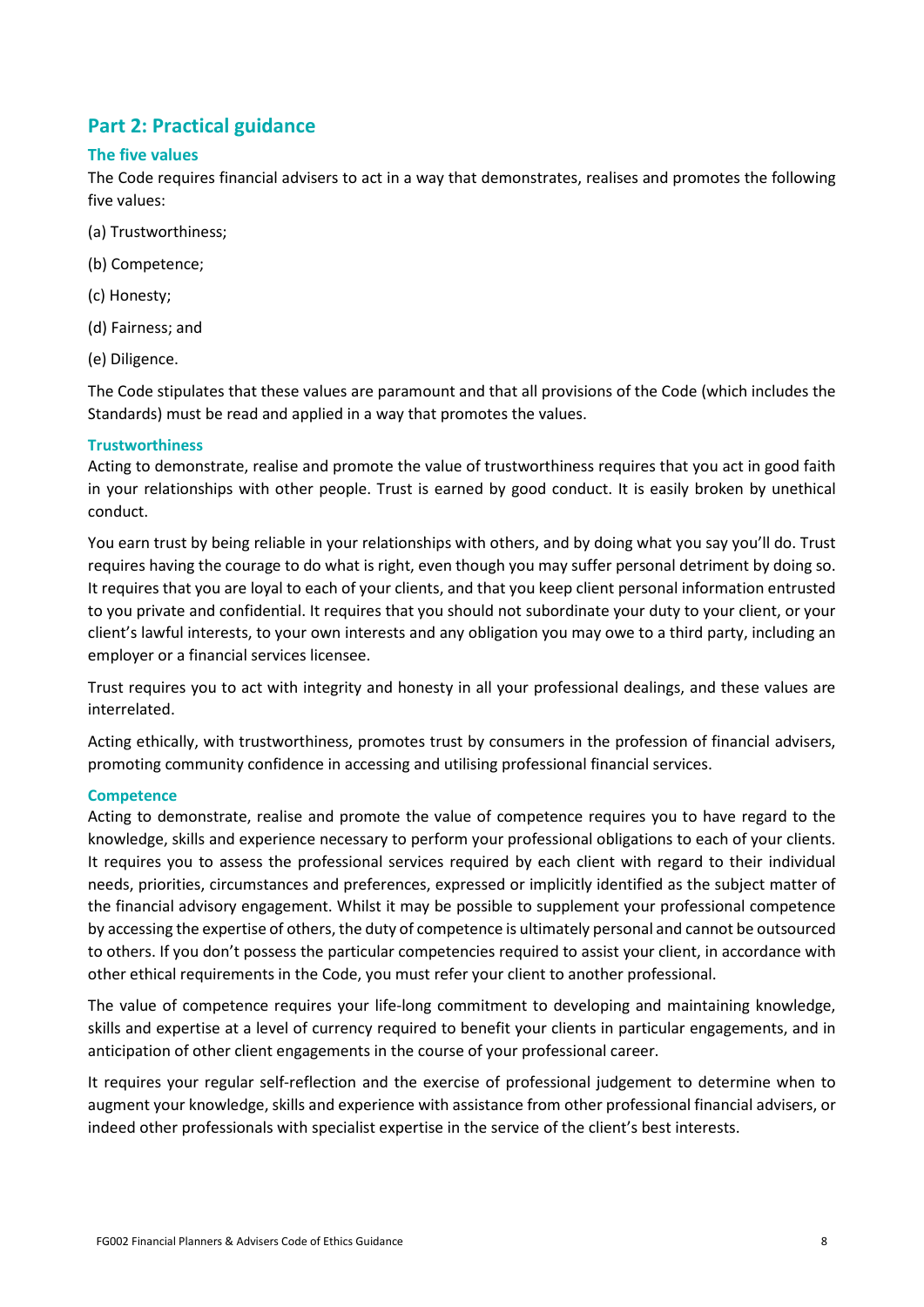## Part 2: Practical guidance

### The five values

The Code requires financial advisers to act in a way that demonstrates, realises and promotes the following five values:

(a) Trustworthiness;

(b) Competence;

(c) Honesty;

(d) Fairness; and

(e) Diligence.

The Code stipulates that these values are paramount and that all provisions of the Code (which includes the Standards) must be read and applied in a way that promotes the values.

#### Trustworthiness

Acting to demonstrate, realise and promote the value of trustworthiness requires that you act in good faith in your relationships with other people. Trust is earned by good conduct. It is easily broken by unethical conduct.

You earn trust by being reliable in your relationships with others, and by doing what you say you'll do. Trust requires having the courage to do what is right, even though you may suffer personal detriment by doing so. It requires that you are loyal to each of your clients, and that you keep client personal information entrusted to you private and confidential. It requires that you should not subordinate your duty to your client, or your client's lawful interests, to your own interests and any obligation you may owe to a third party, including an employer or a financial services licensee.

Trust requires you to act with integrity and honesty in all your professional dealings, and these values are interrelated.

Acting ethically, with trustworthiness, promotes trust by consumers in the profession of financial advisers, promoting community confidence in accessing and utilising professional financial services.

#### Competence

Acting to demonstrate, realise and promote the value of competence requires you to have regard to the knowledge, skills and experience necessary to perform your professional obligations to each of your clients. It requires you to assess the professional services required by each client with regard to their individual needs, priorities, circumstances and preferences, expressed or implicitly identified as the subject matter of the financial advisory engagement. Whilst it may be possible to supplement your professional competence by accessing the expertise of others, the duty of competence is ultimately personal and cannot be outsourced to others. If you don't possess the particular competencies required to assist your client, in accordance with other ethical requirements in the Code, you must refer your client to another professional.

The value of competence requires your life-long commitment to developing and maintaining knowledge, skills and expertise at a level of currency required to benefit your clients in particular engagements, and in anticipation of other client engagements in the course of your professional career.

It requires your regular self-reflection and the exercise of professional judgement to determine when to augment your knowledge, skills and experience with assistance from other professional financial advisers, or indeed other professionals with specialist expertise in the service of the client's best interests.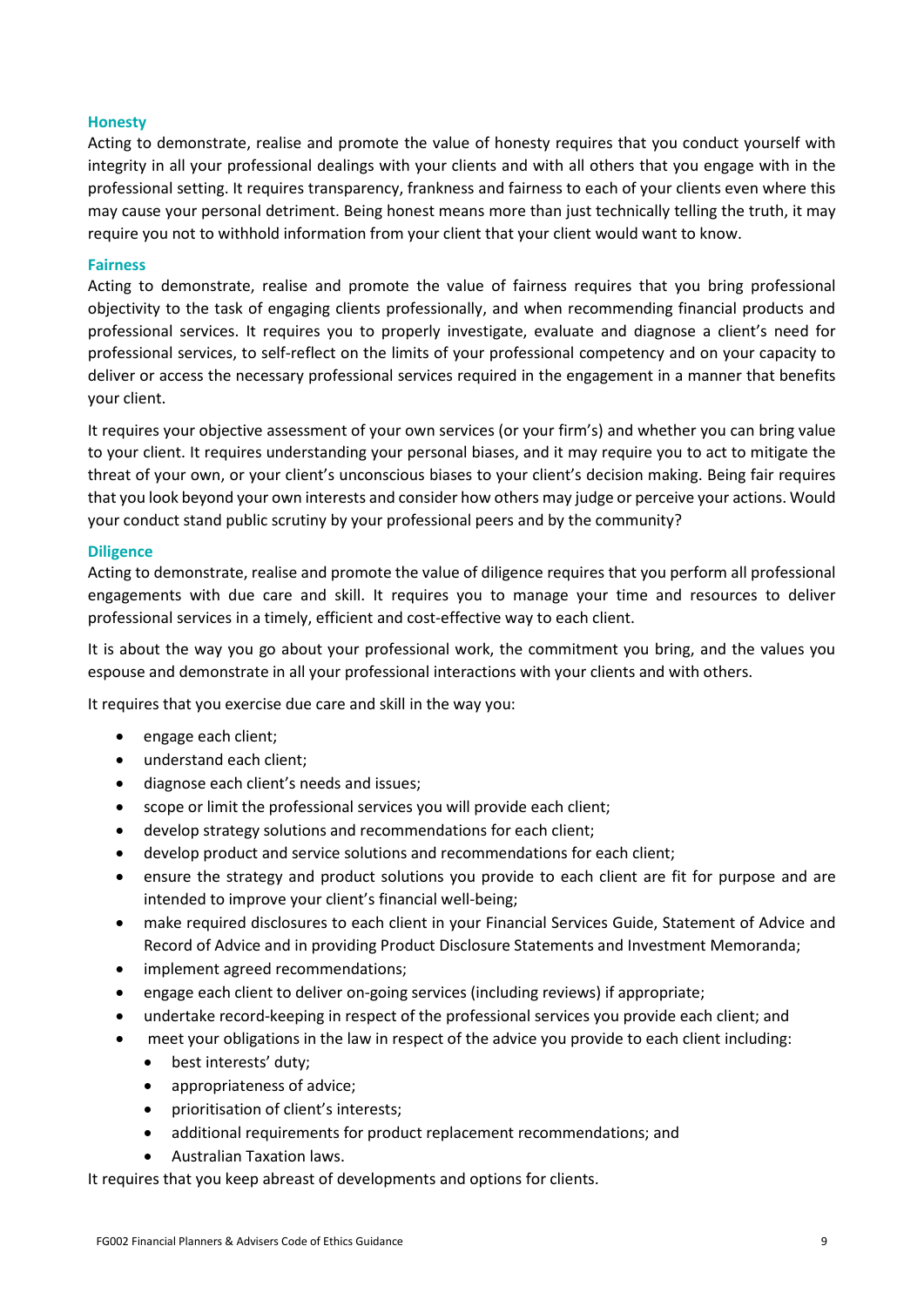### Honesty

Acting to demonstrate, realise and promote the value of honesty requires that you conduct yourself with integrity in all your professional dealings with your clients and with all others that you engage with in the professional setting. It requires transparency, frankness and fairness to each of your clients even where this may cause your personal detriment. Being honest means more than just technically telling the truth, it may require you not to withhold information from your client that your client would want to know.

### Fairness

Acting to demonstrate, realise and promote the value of fairness requires that you bring professional objectivity to the task of engaging clients professionally, and when recommending financial products and professional services. It requires you to properly investigate, evaluate and diagnose a client's need for professional services, to self-reflect on the limits of your professional competency and on your capacity to deliver or access the necessary professional services required in the engagement in a manner that benefits your client.

It requires your objective assessment of your own services (or your firm's) and whether you can bring value to your client. It requires understanding your personal biases, and it may require you to act to mitigate the threat of your own, or your client's unconscious biases to your client's decision making. Being fair requires that you look beyond your own interests and consider how others may judge or perceive your actions. Would your conduct stand public scrutiny by your professional peers and by the community?

### Diligence

Acting to demonstrate, realise and promote the value of diligence requires that you perform all professional engagements with due care and skill. It requires you to manage your time and resources to deliver professional services in a timely, efficient and cost-effective way to each client.

It is about the way you go about your professional work, the commitment you bring, and the values you espouse and demonstrate in all your professional interactions with your clients and with others.

It requires that you exercise due care and skill in the way you:

- engage each client;
- understand each client;
- diagnose each client's needs and issues;
- scope or limit the professional services you will provide each client;
- develop strategy solutions and recommendations for each client;
- develop product and service solutions and recommendations for each client;
- ensure the strategy and product solutions you provide to each client are fit for purpose and are intended to improve your client's financial well-being;
- make required disclosures to each client in your Financial Services Guide, Statement of Advice and Record of Advice and in providing Product Disclosure Statements and Investment Memoranda;
- implement agreed recommendations;
- engage each client to deliver on-going services (including reviews) if appropriate;
- undertake record-keeping in respect of the professional services you provide each client; and
- meet your obligations in the law in respect of the advice you provide to each client including:
  - best interests' duty;
  - appropriateness of advice;
  - prioritisation of client's interests;
  - additional requirements for product replacement recommendations; and
  - Australian Taxation laws.

It requires that you keep abreast of developments and options for clients.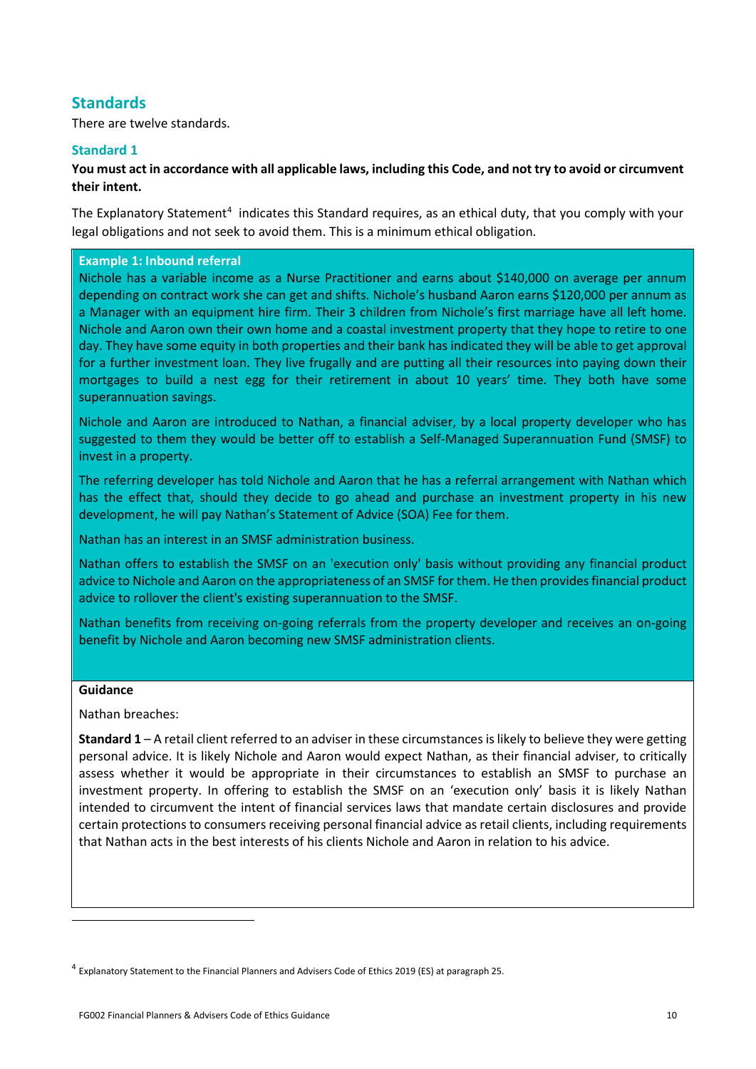## Standards

There are twelve standards.

### Standard 1

**You must act in accordance with all applicable laws, including this Code, and not try to avoid or circumvent their intent.**

The Explanatory Statement[4] indicates this Standard requires, as an ethical duty, that you comply with your legal obligations and not seek to avoid them. This is a minimum ethical obligation.

**Example 1: Inbound referral**

Nichole has a variable income as a Nurse Practitioner and earns about $140,000 on average per annum depending on contract work she can get and shifts. Nichole's husband Aaron earns $120,000 per annum as a Manager with an equipment hire firm. Their 3 children from Nichole's first marriage have all left home. Nichole and Aaron own their own home and a coastal investment property that they hope to retire to one day. They have some equity in both properties and their bank has indicated they will be able to get approval for a further investment loan. They live frugally and are putting all their resources into paying down their mortgages to build a nest egg for their retirement in about 10 years' time. They both have some superannuation savings.

Nichole and Aaron are introduced to Nathan, a financial adviser, by a local property developer who has suggested to them they would be better off to establish a Self-Managed Superannuation Fund (SMSF) to invest in a property.

The referring developer has told Nichole and Aaron that he has a referral arrangement with Nathan which has the effect that, should they decide to go ahead and purchase an investment property in his new development, he will pay Nathan's Statement of Advice (SOA) Fee for them.

Nathan has an interest in an SMSF administration business.

Nathan offers to establish the SMSF on an 'execution only' basis without providing any financial product advice to Nichole and Aaron on the appropriateness of an SMSF for them. He then provides financial product advice to rollover the client's existing superannuation to the SMSF.

Nathan benefits from receiving on-going referrals from the property developer and receives an on-going benefit by Nichole and Aaron becoming new SMSF administration clients.

**Guidance**

Nathan breaches:

**Standard 1** – A retail client referred to an adviser in these circumstances is likely to believe they were getting personal advice. It is likely Nichole and Aaron would expect Nathan, as their financial adviser, to critically assess whether it would be appropriate in their circumstances to establish an SMSF to purchase an investment property. In offering to establish the SMSF on an 'execution only' basis it is likely Nathan intended to circumvent the intent of financial services laws that mandate certain disclosures and provide certain protections to consumers receiving personal financial advice as retail clients, including requirements that Nathan acts in the best interests of his clients Nichole and Aaron in relation to his advice.

[4] Explanatory Statement to the Financial Planners and Advisers Code of Ethics 2019 (ES) at paragraph 25.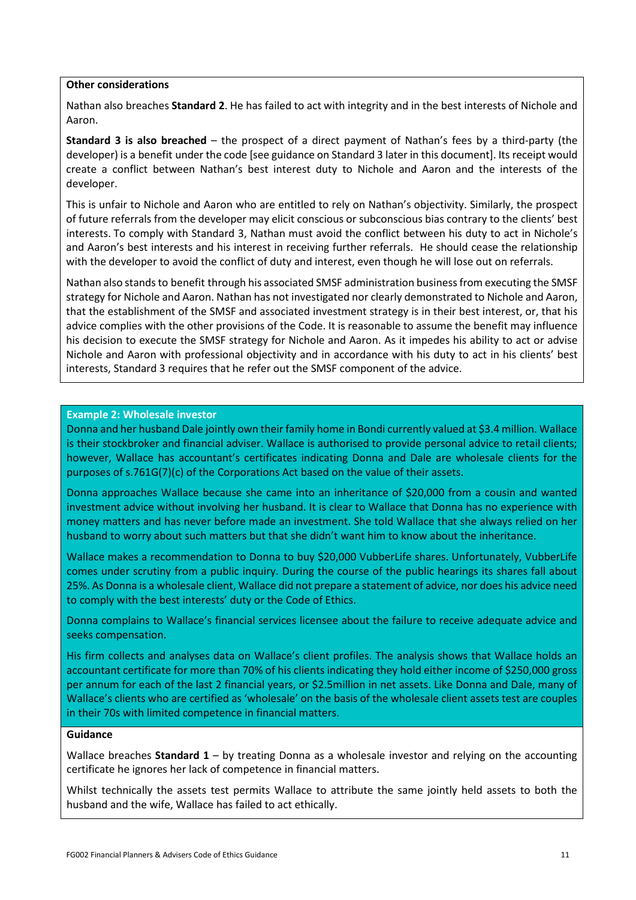**Other considerations**

Nathan also breaches **Standard 2**. He has failed to act with integrity and in the best interests of Nichole and Aaron.

**Standard 3 is also breached** – the prospect of a direct payment of Nathan's fees by a third-party (the developer) is a benefit under the code [see guidance on Standard 3 later in this document]. Its receipt would create a conflict between Nathan's best interest duty to Nichole and Aaron and the interests of the developer.

This is unfair to Nichole and Aaron who are entitled to rely on Nathan's objectivity. Similarly, the prospect of future referrals from the developer may elicit conscious or subconscious bias contrary to the clients' best interests. To comply with Standard 3, Nathan must avoid the conflict between his duty to act in Nichole's and Aaron's best interests and his interest in receiving further referrals. He should cease the relationship with the developer to avoid the conflict of duty and interest, even though he will lose out on referrals.

Nathan also stands to benefit through his associated SMSF administration business from executing the SMSF strategy for Nichole and Aaron. Nathan has not investigated nor clearly demonstrated to Nichole and Aaron, that the establishment of the SMSF and associated investment strategy is in their best interest, or, that his advice complies with the other provisions of the Code. It is reasonable to assume the benefit may influence his decision to execute the SMSF strategy for Nichole and Aaron. As it impedes his ability to act or advise Nichole and Aaron with professional objectivity and in accordance with his duty to act in his clients' best interests, Standard 3 requires that he refer out the SMSF component of the advice.

**Example 2: Wholesale investor**

Donna and her husband Dale jointly own their family home in Bondi currently valued at $3.4 million. Wallace is their stockbroker and financial adviser. Wallace is authorised to provide personal advice to retail clients; however, Wallace has accountant's certificates indicating Donna and Dale are wholesale clients for the purposes of s.761G(7)(c) of the Corporations Act based on the value of their assets.

Donna approaches Wallace because she came into an inheritance of $20,000 from a cousin and wanted investment advice without involving her husband. It is clear to Wallace that Donna has no experience with money matters and has never before made an investment. She told Wallace that she always relied on her husband to worry about such matters but that she didn't want him to know about the inheritance.

Wallace makes a recommendation to Donna to buy $20,000 VubberLife shares. Unfortunately, VubberLife comes under scrutiny from a public inquiry. During the course of the public hearings its shares fall about 25%. As Donna is a wholesale client, Wallace did not prepare a statement of advice, nor does his advice need to comply with the best interests' duty or the Code of Ethics.

Donna complains to Wallace's financial services licensee about the failure to receive adequate advice and seeks compensation.

His firm collects and analyses data on Wallace's client profiles. The analysis shows that Wallace holds an accountant certificate for more than 70% of his clients indicating they hold either income of $250,000 gross per annum for each of the last 2 financial years, or $2.5million in net assets. Like Donna and Dale, many of Wallace's clients who are certified as 'wholesale' on the basis of the wholesale client assets test are couples in their 70s with limited competence in financial matters.

**Guidance**

Wallace breaches **Standard 1** – by treating Donna as a wholesale investor and relying on the accounting certificate he ignores her lack of competence in financial matters.

Whilst technically the assets test permits Wallace to attribute the same jointly held assets to both the husband and the wife, Wallace has failed to act ethically.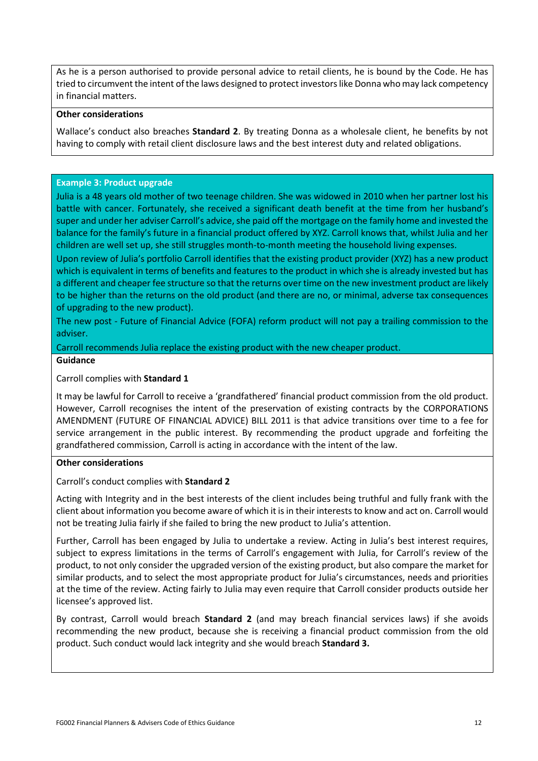As he is a person authorised to provide personal advice to retail clients, he is bound by the Code. He has tried to circumvent the intent of the laws designed to protect investors like Donna who may lack competency in financial matters.

**Other considerations**

Wallace's conduct also breaches **Standard 2**. By treating Donna as a wholesale client, he benefits by not having to comply with retail client disclosure laws and the best interest duty and related obligations.

**Example 3: Product upgrade**

Julia is a 48 years old mother of two teenage children. She was widowed in 2010 when her partner lost his battle with cancer. Fortunately, she received a significant death benefit at the time from her husband's super and under her adviser Carroll's advice, she paid off the mortgage on the family home and invested the balance for the family's future in a financial product offered by XYZ. Carroll knows that, whilst Julia and her children are well set up, she still struggles month-to-month meeting the household living expenses.

Upon review of Julia's portfolio Carroll identifies that the existing product provider (XYZ) has a new product which is equivalent in terms of benefits and features to the product in which she is already invested but has a different and cheaper fee structure so that the returns over time on the new investment product are likely to be higher than the returns on the old product (and there are no, or minimal, adverse tax consequences of upgrading to the new product).

The new post - Future of Financial Advice (FOFA) reform product will not pay a trailing commission to the adviser.

Carroll recommends Julia replace the existing product with the new cheaper product.

**Guidance**

Carroll complies with **Standard 1**

It may be lawful for Carroll to receive a 'grandfathered' financial product commission from the old product. However, Carroll recognises the intent of the preservation of existing contracts by the CORPORATIONS AMENDMENT (FUTURE OF FINANCIAL ADVICE) BILL 2011 is that advice transitions over time to a fee for service arrangement in the public interest. By recommending the product upgrade and forfeiting the grandfathered commission, Carroll is acting in accordance with the intent of the law.

**Other considerations**

Carroll's conduct complies with **Standard 2**

Acting with Integrity and in the best interests of the client includes being truthful and fully frank with the client about information you become aware of which it is in their interests to know and act on. Carroll would not be treating Julia fairly if she failed to bring the new product to Julia's attention.

Further, Carroll has been engaged by Julia to undertake a review. Acting in Julia's best interest requires, subject to express limitations in the terms of Carroll's engagement with Julia, for Carroll's review of the product, to not only consider the upgraded version of the existing product, but also compare the market for similar products, and to select the most appropriate product for Julia's circumstances, needs and priorities at the time of the review. Acting fairly to Julia may even require that Carroll consider products outside her licensee's approved list.

By contrast, Carroll would breach **Standard 2** (and may breach financial services laws) if she avoids recommending the new product, because she is receiving a financial product commission from the old product. Such conduct would lack integrity and she would breach **Standard 3.**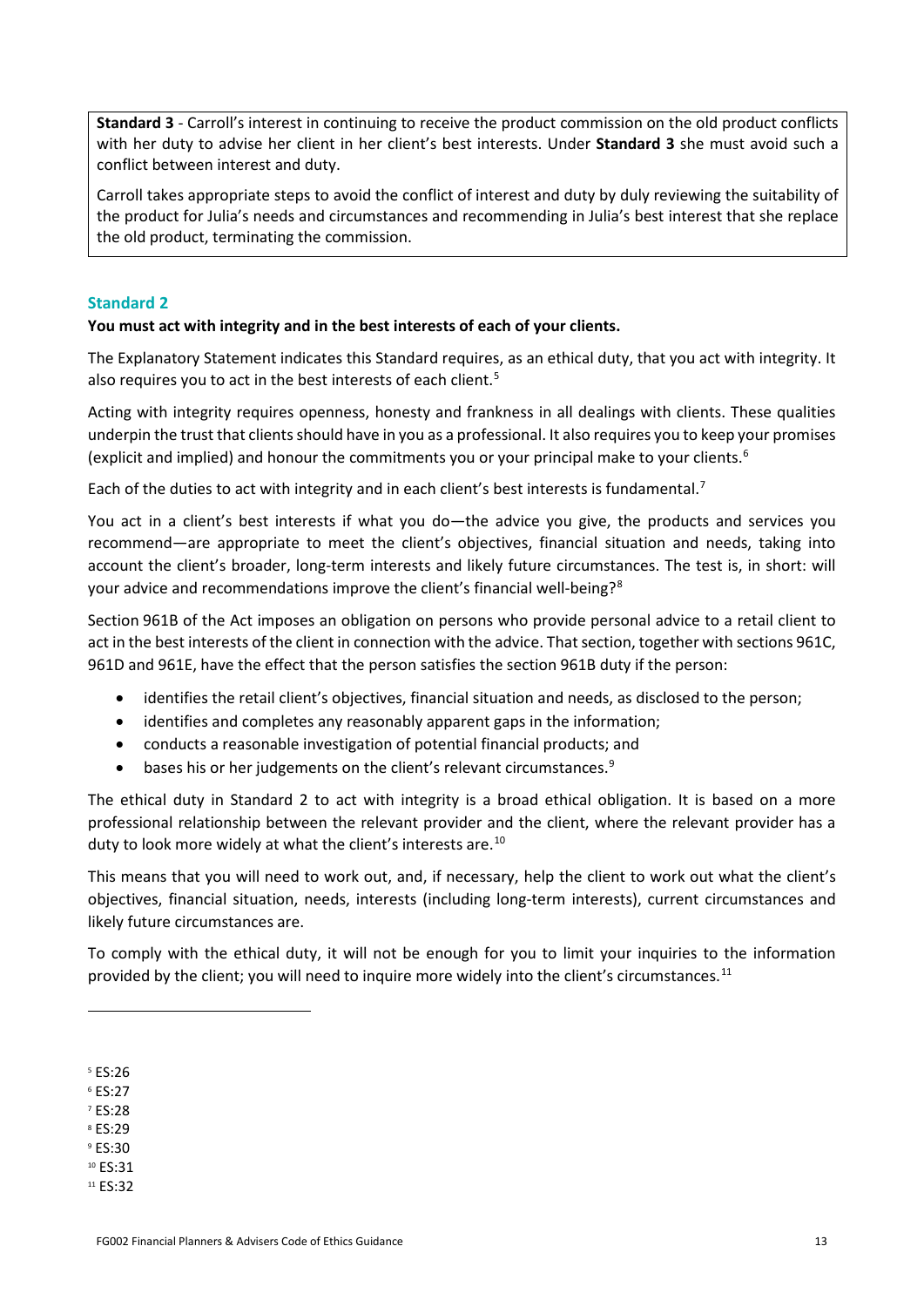**Standard 3** - Carroll's interest in continuing to receive the product commission on the old product conflicts with her duty to advise her client in her client's best interests. Under **Standard 3** she must avoid such a conflict between interest and duty.

Carroll takes appropriate steps to avoid the conflict of interest and duty by duly reviewing the suitability of the product for Julia's needs and circumstances and recommending in Julia's best interest that she replace the old product, terminating the commission.

### Standard 2

**You must act with integrity and in the best interests of each of your clients.**

The Explanatory Statement indicates this Standard requires, as an ethical duty, that you act with integrity. It also requires you to act in the best interests of each client.[5]

Acting with integrity requires openness, honesty and frankness in all dealings with clients. These qualities underpin the trust that clients should have in you as a professional. It also requires you to keep your promises (explicit and implied) and honour the commitments you or your principal make to your clients.[6]

Each of the duties to act with integrity and in each client's best interests is fundamental.[7]

You act in a client's best interests if what you do—the advice you give, the products and services you recommend—are appropriate to meet the client's objectives, financial situation and needs, taking into account the client's broader, long-term interests and likely future circumstances. The test is, in short: will your advice and recommendations improve the client's financial well-being?[8]

Section 961B of the Act imposes an obligation on persons who provide personal advice to a retail client to act in the best interests of the client in connection with the advice. That section, together with sections 961C, 961D and 961E, have the effect that the person satisfies the section 961B duty if the person:

- identifies the retail client's objectives, financial situation and needs, as disclosed to the person;
- identifies and completes any reasonably apparent gaps in the information;
- conducts a reasonable investigation of potential financial products; and
- bases his or her judgements on the client's relevant circumstances.[9]

The ethical duty in Standard 2 to act with integrity is a broad ethical obligation. It is based on a more professional relationship between the relevant provider and the client, where the relevant provider has a duty to look more widely at what the client's interests are.[10]

This means that you will need to work out, and, if necessary, help the client to work out what the client's objectives, financial situation, needs, interests (including long-term interests), current circumstances and likely future circumstances are.

To comply with the ethical duty, it will not be enough for you to limit your inquiries to the information provided by the client; you will need to inquire more widely into the client's circumstances.[11]

---

[5] ES:26
[6] ES:27
[7] ES:28
[8] ES:29
[9] ES:30
[10] ES:31
[11] ES:32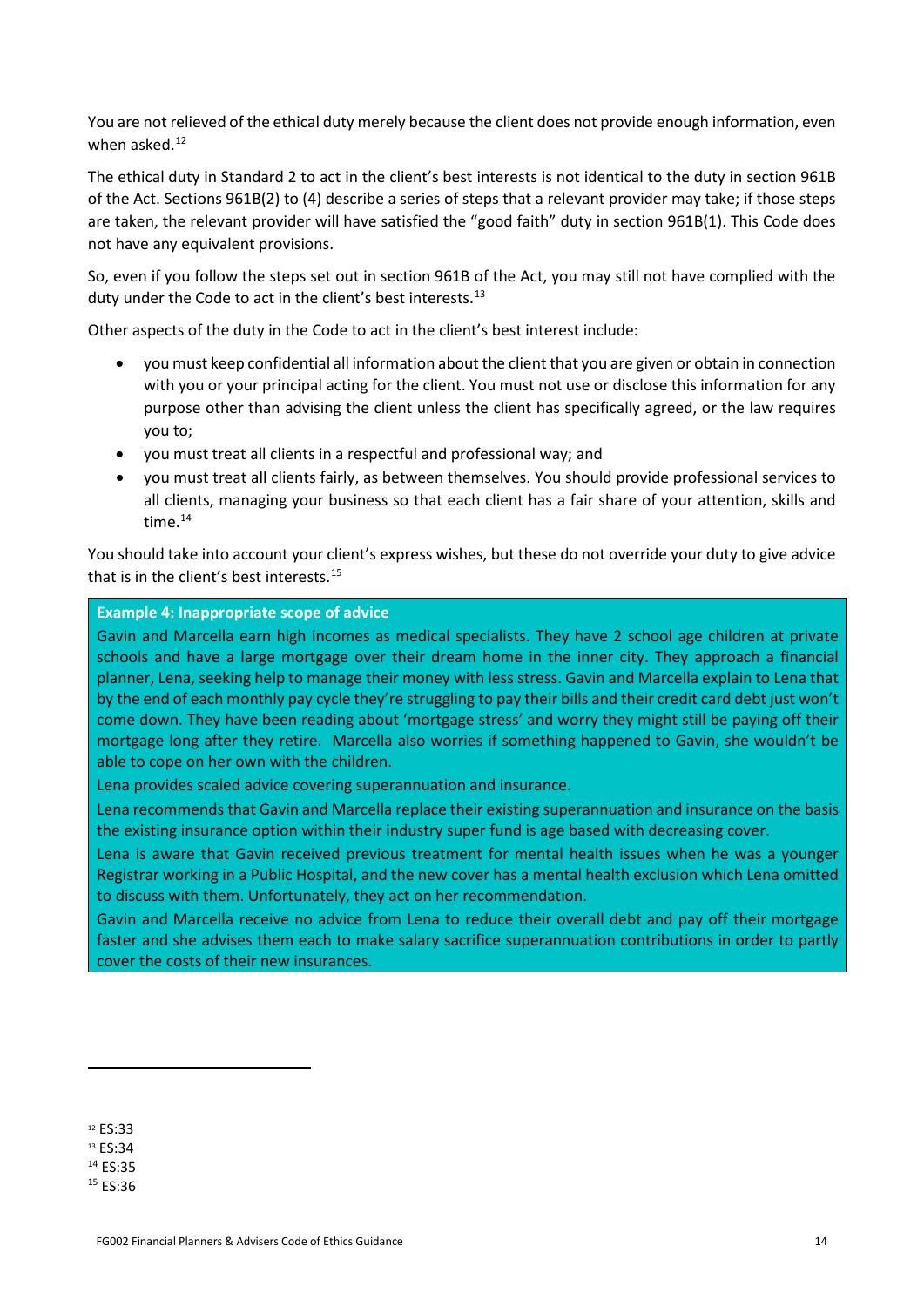You are not relieved of the ethical duty merely because the client does not provide enough information, even when asked.[12]

The ethical duty in Standard 2 to act in the client's best interests is not identical to the duty in section 961B of the Act. Sections 961B(2) to (4) describe a series of steps that a relevant provider may take; if those steps are taken, the relevant provider will have satisfied the "good faith" duty in section 961B(1). This Code does not have any equivalent provisions.

So, even if you follow the steps set out in section 961B of the Act, you may still not have complied with the duty under the Code to act in the client's best interests.[13]

Other aspects of the duty in the Code to act in the client's best interest include:

- you must keep confidential all information about the client that you are given or obtain in connection with you or your principal acting for the client. You must not use or disclose this information for any purpose other than advising the client unless the client has specifically agreed, or the law requires you to;
- you must treat all clients in a respectful and professional way; and
- you must treat all clients fairly, as between themselves. You should provide professional services to all clients, managing your business so that each client has a fair share of your attention, skills and time.[14]

You should take into account your client's express wishes, but these do not override your duty to give advice that is in the client's best interests.[15]

> **Example 4: Inappropriate scope of advice**
>
> Gavin and Marcella earn high incomes as medical specialists. They have 2 school age children at private schools and have a large mortgage over their dream home in the inner city. They approach a financial planner, Lena, seeking help to manage their money with less stress. Gavin and Marcella explain to Lena that by the end of each monthly pay cycle they're struggling to pay their bills and their credit card debt just won't come down. They have been reading about 'mortgage stress' and worry they might still be paying off their mortgage long after they retire. Marcella also worries if something happened to Gavin, she wouldn't be able to cope on her own with the children.
>
> Lena provides scaled advice covering superannuation and insurance.
>
> Lena recommends that Gavin and Marcella replace their existing superannuation and insurance on the basis the existing insurance option within their industry super fund is age based with decreasing cover.
>
> Lena is aware that Gavin received previous treatment for mental health issues when he was a younger Registrar working in a Public Hospital, and the new cover has a mental health exclusion which Lena omitted to discuss with them. Unfortunately, they act on her recommendation.
>
> Gavin and Marcella receive no advice from Lena to reduce their overall debt and pay off their mortgage faster and she advises them each to make salary sacrifice superannuation contributions in order to partly cover the costs of their new insurances.

---

[12] ES:33
[13] ES:34
[14] ES:35
[15] ES:36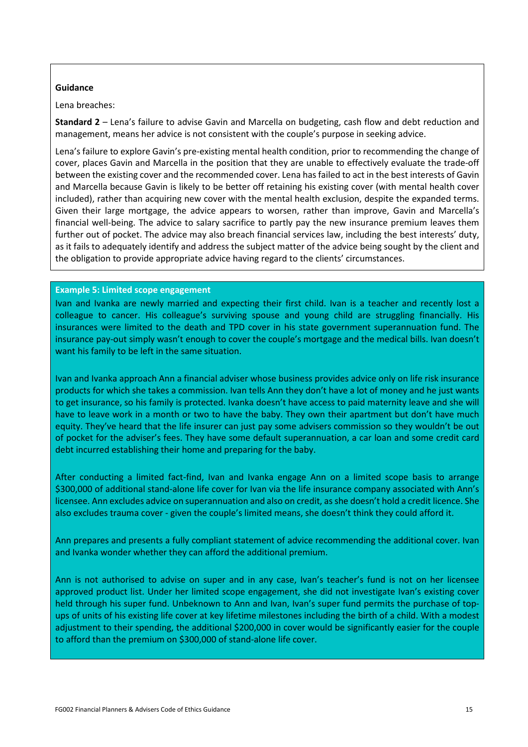**Guidance**

Lena breaches:

**Standard 2** – Lena's failure to advise Gavin and Marcella on budgeting, cash flow and debt reduction and management, means her advice is not consistent with the couple's purpose in seeking advice.

Lena's failure to explore Gavin's pre-existing mental health condition, prior to recommending the change of cover, places Gavin and Marcella in the position that they are unable to effectively evaluate the trade-off between the existing cover and the recommended cover. Lena has failed to act in the best interests of Gavin and Marcella because Gavin is likely to be better off retaining his existing cover (with mental health cover included), rather than acquiring new cover with the mental health exclusion, despite the expanded terms. Given their large mortgage, the advice appears to worsen, rather than improve, Gavin and Marcella's financial well-being. The advice to salary sacrifice to partly pay the new insurance premium leaves them further out of pocket. The advice may also breach financial services law, including the best interests' duty, as it fails to adequately identify and address the subject matter of the advice being sought by the client and the obligation to provide appropriate advice having regard to the clients' circumstances.

**Example 5: Limited scope engagement**

Ivan and Ivanka are newly married and expecting their first child. Ivan is a teacher and recently lost a colleague to cancer. His colleague's surviving spouse and young child are struggling financially. His insurances were limited to the death and TPD cover in his state government superannuation fund. The insurance pay-out simply wasn't enough to cover the couple's mortgage and the medical bills. Ivan doesn't want his family to be left in the same situation.

Ivan and Ivanka approach Ann a financial adviser whose business provides advice only on life risk insurance products for which she takes a commission. Ivan tells Ann they don't have a lot of money and he just wants to get insurance, so his family is protected. Ivanka doesn't have access to paid maternity leave and she will have to leave work in a month or two to have the baby. They own their apartment but don't have much equity. They've heard that the life insurer can just pay some advisers commission so they wouldn't be out of pocket for the adviser's fees. They have some default superannuation, a car loan and some credit card debt incurred establishing their home and preparing for the baby.

After conducting a limited fact-find, Ivan and Ivanka engage Ann on a limited scope basis to arrange $300,000 of additional stand-alone life cover for Ivan via the life insurance company associated with Ann's licensee. Ann excludes advice on superannuation and also on credit, as she doesn't hold a credit licence. She also excludes trauma cover - given the couple's limited means, she doesn't think they could afford it.

Ann prepares and presents a fully compliant statement of advice recommending the additional cover. Ivan and Ivanka wonder whether they can afford the additional premium.

Ann is not authorised to advise on super and in any case, Ivan's teacher's fund is not on her licensee approved product list. Under her limited scope engagement, she did not investigate Ivan's existing cover held through his super fund. Unbeknown to Ann and Ivan, Ivan's super fund permits the purchase of top-ups of units of his existing life cover at key lifetime milestones including the birth of a child. With a modest adjustment to their spending, the additional $200,000 in cover would be significantly easier for the couple to afford than the premium on $300,000 of stand-alone life cover.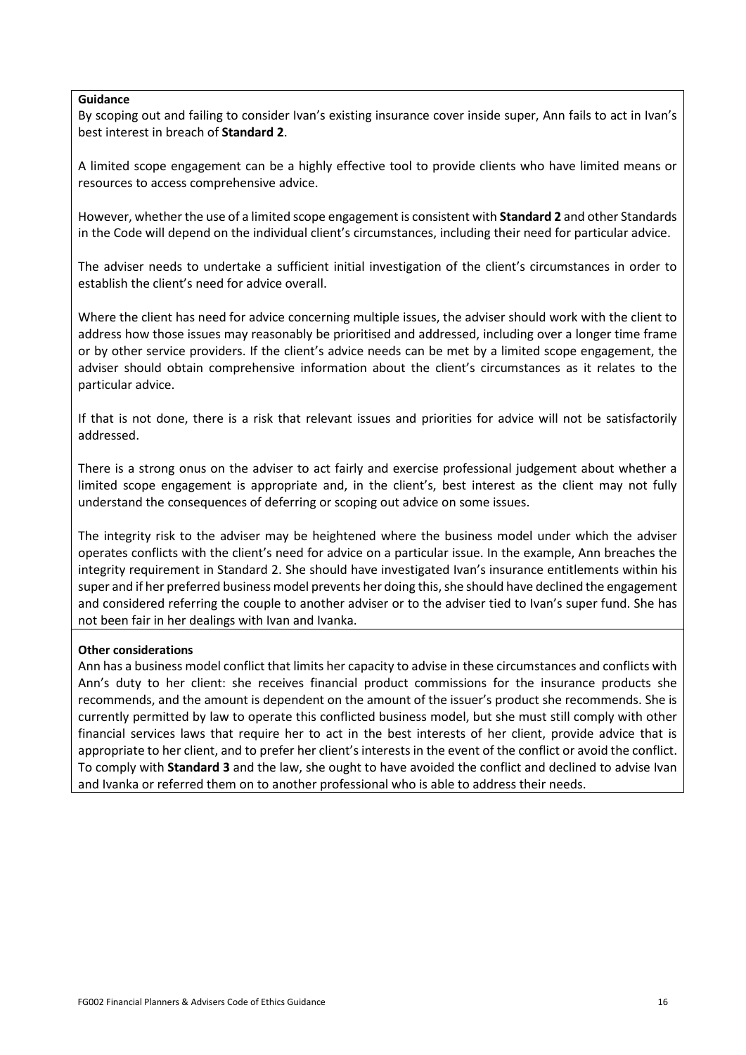**Guidance**

By scoping out and failing to consider Ivan's existing insurance cover inside super, Ann fails to act in Ivan's best interest in breach of **Standard 2**.

A limited scope engagement can be a highly effective tool to provide clients who have limited means or resources to access comprehensive advice.

However, whether the use of a limited scope engagement is consistent with **Standard 2** and other Standards in the Code will depend on the individual client's circumstances, including their need for particular advice.

The adviser needs to undertake a sufficient initial investigation of the client's circumstances in order to establish the client's need for advice overall.

Where the client has need for advice concerning multiple issues, the adviser should work with the client to address how those issues may reasonably be prioritised and addressed, including over a longer time frame or by other service providers. If the client's advice needs can be met by a limited scope engagement, the adviser should obtain comprehensive information about the client's circumstances as it relates to the particular advice.

If that is not done, there is a risk that relevant issues and priorities for advice will not be satisfactorily addressed.

There is a strong onus on the adviser to act fairly and exercise professional judgement about whether a limited scope engagement is appropriate and, in the client's, best interest as the client may not fully understand the consequences of deferring or scoping out advice on some issues.

The integrity risk to the adviser may be heightened where the business model under which the adviser operates conflicts with the client's need for advice on a particular issue. In the example, Ann breaches the integrity requirement in Standard 2. She should have investigated Ivan's insurance entitlements within his super and if her preferred business model prevents her doing this, she should have declined the engagement and considered referring the couple to another adviser or to the adviser tied to Ivan's super fund. She has not been fair in her dealings with Ivan and Ivanka.

**Other considerations**

Ann has a business model conflict that limits her capacity to advise in these circumstances and conflicts with Ann's duty to her client: she receives financial product commissions for the insurance products she recommends, and the amount is dependent on the amount of the issuer's product she recommends. She is currently permitted by law to operate this conflicted business model, but she must still comply with other financial services laws that require her to act in the best interests of her client, provide advice that is appropriate to her client, and to prefer her client's interests in the event of the conflict or avoid the conflict. To comply with **Standard 3** and the law, she ought to have avoided the conflict and declined to advise Ivan and Ivanka or referred them on to another professional who is able to address their needs.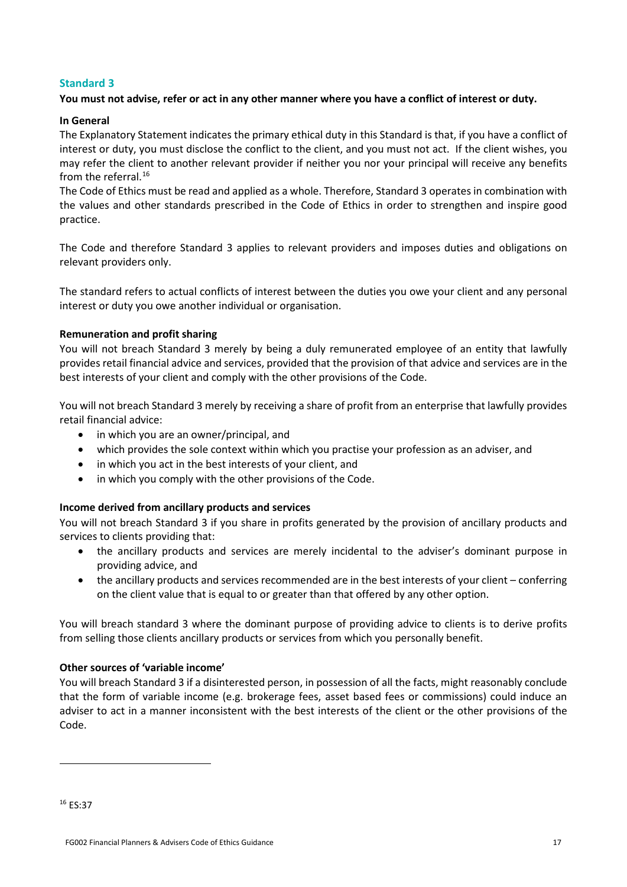## Standard 3

**You must not advise, refer or act in any other manner where you have a conflict of interest or duty.**

### In General

The Explanatory Statement indicates the primary ethical duty in this Standard is that, if you have a conflict of interest or duty, you must disclose the conflict to the client, and you must not act. If the client wishes, you may refer the client to another relevant provider if neither you nor your principal will receive any benefits from the referral.[16]

The Code of Ethics must be read and applied as a whole. Therefore, Standard 3 operates in combination with the values and other standards prescribed in the Code of Ethics in order to strengthen and inspire good practice.

The Code and therefore Standard 3 applies to relevant providers and imposes duties and obligations on relevant providers only.

The standard refers to actual conflicts of interest between the duties you owe your client and any personal interest or duty you owe another individual or organisation.

### Remuneration and profit sharing

You will not breach Standard 3 merely by being a duly remunerated employee of an entity that lawfully provides retail financial advice and services, provided that the provision of that advice and services are in the best interests of your client and comply with the other provisions of the Code.

You will not breach Standard 3 merely by receiving a share of profit from an enterprise that lawfully provides retail financial advice:

- in which you are an owner/principal, and
- which provides the sole context within which you practise your profession as an adviser, and
- in which you act in the best interests of your client, and
- in which you comply with the other provisions of the Code.

### Income derived from ancillary products and services

You will not breach Standard 3 if you share in profits generated by the provision of ancillary products and services to clients providing that:

- the ancillary products and services are merely incidental to the adviser's dominant purpose in providing advice, and
- the ancillary products and services recommended are in the best interests of your client – conferring on the client value that is equal to or greater than that offered by any other option.

You will breach standard 3 where the dominant purpose of providing advice to clients is to derive profits from selling those clients ancillary products or services from which you personally benefit.

### Other sources of 'variable income'

You will breach Standard 3 if a disinterested person, in possession of all the facts, might reasonably conclude that the form of variable income (e.g. brokerage fees, asset based fees or commissions) could induce an adviser to act in a manner inconsistent with the best interests of the client or the other provisions of the Code.

---

[16] ES:37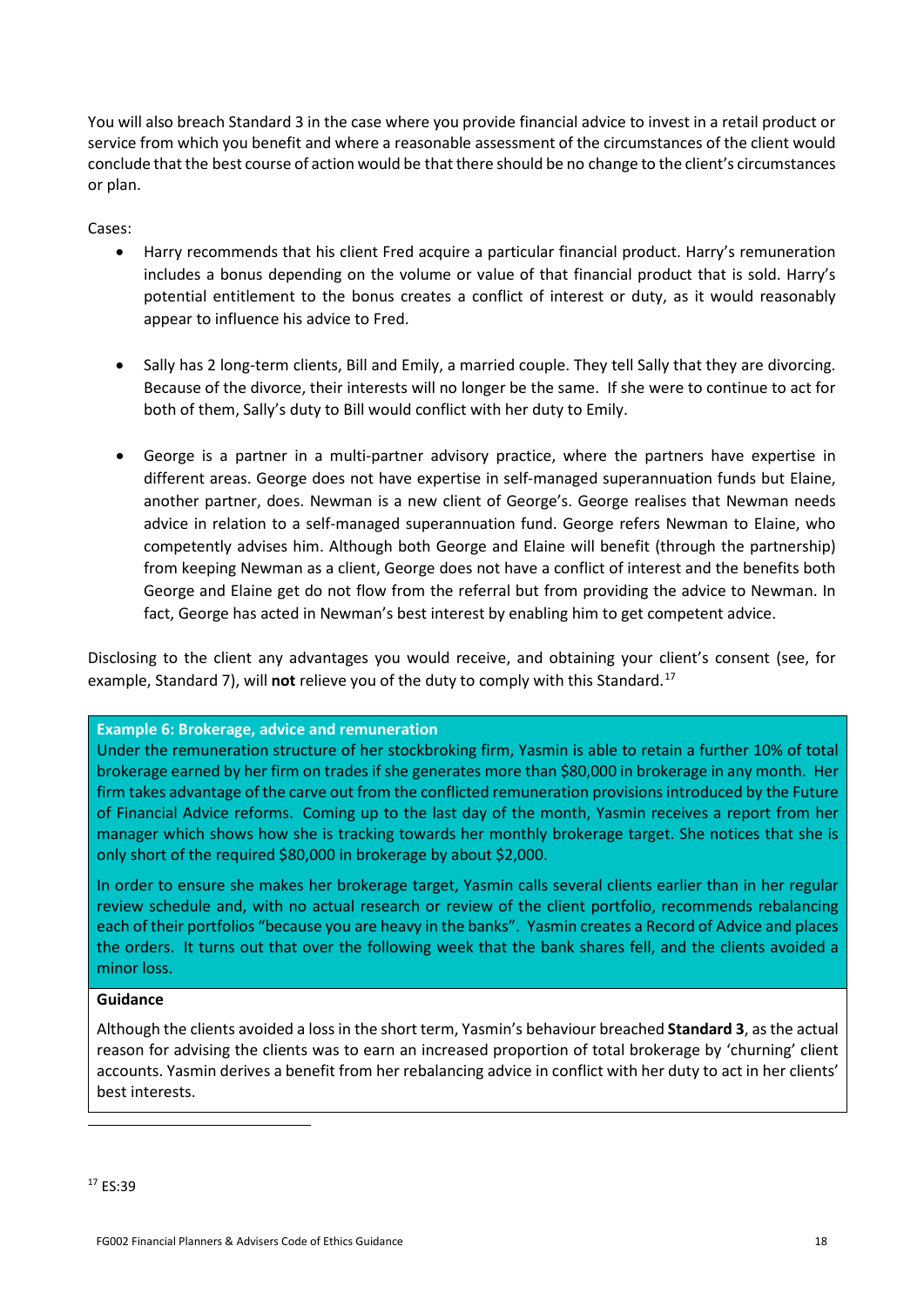You will also breach Standard 3 in the case where you provide financial advice to invest in a retail product or service from which you benefit and where a reasonable assessment of the circumstances of the client would conclude that the best course of action would be that there should be no change to the client's circumstances or plan.

Cases:

- Harry recommends that his client Fred acquire a particular financial product. Harry's remuneration includes a bonus depending on the volume or value of that financial product that is sold. Harry's potential entitlement to the bonus creates a conflict of interest or duty, as it would reasonably appear to influence his advice to Fred.

- Sally has 2 long-term clients, Bill and Emily, a married couple. They tell Sally that they are divorcing. Because of the divorce, their interests will no longer be the same. If she were to continue to act for both of them, Sally's duty to Bill would conflict with her duty to Emily.

- George is a partner in a multi-partner advisory practice, where the partners have expertise in different areas. George does not have expertise in self-managed superannuation funds but Elaine, another partner, does. Newman is a new client of George's. George realises that Newman needs advice in relation to a self-managed superannuation fund. George refers Newman to Elaine, who competently advises him. Although both George and Elaine will benefit (through the partnership) from keeping Newman as a client, George does not have a conflict of interest and the benefits both George and Elaine get do not flow from the referral but from providing the advice to Newman. In fact, George has acted in Newman's best interest by enabling him to get competent advice.

Disclosing to the client any advantages you would receive, and obtaining your client's consent (see, for example, Standard 7), will **not** relieve you of the duty to comply with this Standard.[17]

**Example 6: Brokerage, advice and remuneration**

Under the remuneration structure of her stockbroking firm, Yasmin is able to retain a further 10% of total brokerage earned by her firm on trades if she generates more than $80,000 in brokerage in any month. Her firm takes advantage of the carve out from the conflicted remuneration provisions introduced by the Future of Financial Advice reforms. Coming up to the last day of the month, Yasmin receives a report from her manager which shows how she is tracking towards her monthly brokerage target. She notices that she is only short of the required $80,000 in brokerage by about $2,000.

In order to ensure she makes her brokerage target, Yasmin calls several clients earlier than in her regular review schedule and, with no actual research or review of the client portfolio, recommends rebalancing each of their portfolios "because you are heavy in the banks". Yasmin creates a Record of Advice and places the orders. It turns out that over the following week that the bank shares fell, and the clients avoided a minor loss.

**Guidance**

Although the clients avoided a loss in the short term, Yasmin's behaviour breached **Standard 3**, as the actual reason for advising the clients was to earn an increased proportion of total brokerage by 'churning' client accounts. Yasmin derives a benefit from her rebalancing advice in conflict with her duty to act in her clients' best interests.

---

[17] ES:39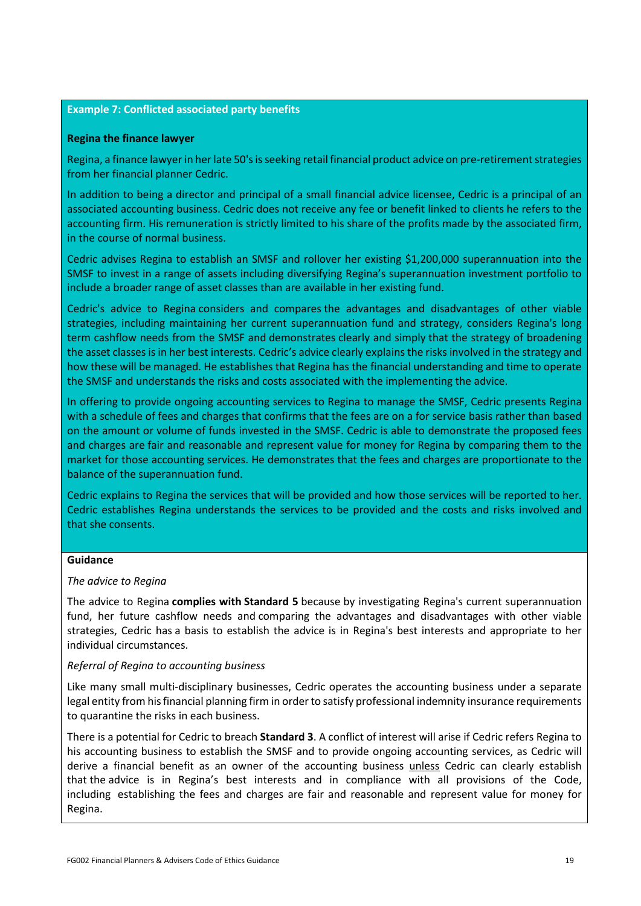**Example 7: Conflicted associated party benefits**

**Regina the finance lawyer**

Regina, a finance lawyer in her late 50's is seeking retail financial product advice on pre-retirement strategies from her financial planner Cedric.

In addition to being a director and principal of a small financial advice licensee, Cedric is a principal of an associated accounting business. Cedric does not receive any fee or benefit linked to clients he refers to the accounting firm. His remuneration is strictly limited to his share of the profits made by the associated firm, in the course of normal business.

Cedric advises Regina to establish an SMSF and rollover her existing $1,200,000 superannuation into the SMSF to invest in a range of assets including diversifying Regina's superannuation investment portfolio to include a broader range of asset classes than are available in her existing fund.

Cedric's advice to Regina considers and compares the advantages and disadvantages of other viable strategies, including maintaining her current superannuation fund and strategy, considers Regina's long term cashflow needs from the SMSF and demonstrates clearly and simply that the strategy of broadening the asset classes is in her best interests. Cedric's advice clearly explains the risks involved in the strategy and how these will be managed. He establishes that Regina has the financial understanding and time to operate the SMSF and understands the risks and costs associated with the implementing the advice.

In offering to provide ongoing accounting services to Regina to manage the SMSF, Cedric presents Regina with a schedule of fees and charges that confirms that the fees are on a for service basis rather than based on the amount or volume of funds invested in the SMSF. Cedric is able to demonstrate the proposed fees and charges are fair and reasonable and represent value for money for Regina by comparing them to the market for those accounting services. He demonstrates that the fees and charges are proportionate to the balance of the superannuation fund.

Cedric explains to Regina the services that will be provided and how those services will be reported to her. Cedric establishes Regina understands the services to be provided and the costs and risks involved and that she consents.

**Guidance**

*The advice to Regina*

The advice to Regina **complies with Standard 5** because by investigating Regina's current superannuation fund, her future cashflow needs and comparing the advantages and disadvantages with other viable strategies, Cedric has a basis to establish the advice is in Regina's best interests and appropriate to her individual circumstances.

*Referral of Regina to accounting business*

Like many small multi-disciplinary businesses, Cedric operates the accounting business under a separate legal entity from his financial planning firm in order to satisfy professional indemnity insurance requirements to quarantine the risks in each business.

There is a potential for Cedric to breach **Standard 3**. A conflict of interest will arise if Cedric refers Regina to his accounting business to establish the SMSF and to provide ongoing accounting services, as Cedric will derive a financial benefit as an owner of the accounting business <u>unless</u> Cedric can clearly establish that the advice is in Regina's best interests and in compliance with all provisions of the Code, including establishing the fees and charges are fair and reasonable and represent value for money for Regina.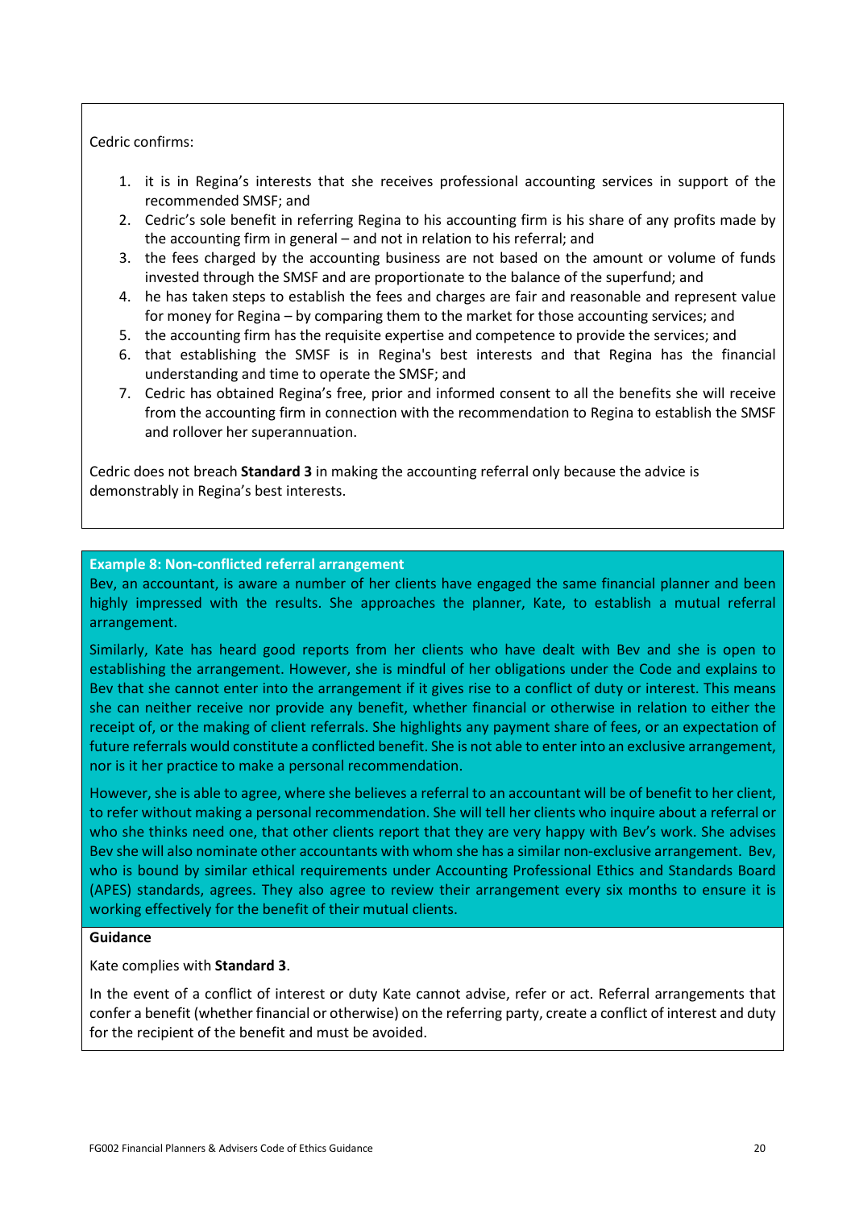Cedric confirms:

1. it is in Regina's interests that she receives professional accounting services in support of the recommended SMSF; and
2. Cedric's sole benefit in referring Regina to his accounting firm is his share of any profits made by the accounting firm in general – and not in relation to his referral; and
3. the fees charged by the accounting business are not based on the amount or volume of funds invested through the SMSF and are proportionate to the balance of the superfund; and
4. he has taken steps to establish the fees and charges are fair and reasonable and represent value for money for Regina – by comparing them to the market for those accounting services; and
5. the accounting firm has the requisite expertise and competence to provide the services; and
6. that establishing the SMSF is in Regina's best interests and that Regina has the financial understanding and time to operate the SMSF; and
7. Cedric has obtained Regina's free, prior and informed consent to all the benefits she will receive from the accounting firm in connection with the recommendation to Regina to establish the SMSF and rollover her superannuation.

Cedric does not breach **Standard 3** in making the accounting referral only because the advice is demonstrably in Regina's best interests.

**Example 8: Non-conflicted referral arrangement**

Bev, an accountant, is aware a number of her clients have engaged the same financial planner and been highly impressed with the results. She approaches the planner, Kate, to establish a mutual referral arrangement.

Similarly, Kate has heard good reports from her clients who have dealt with Bev and she is open to establishing the arrangement. However, she is mindful of her obligations under the Code and explains to Bev that she cannot enter into the arrangement if it gives rise to a conflict of duty or interest. This means she can neither receive nor provide any benefit, whether financial or otherwise in relation to either the receipt of, or the making of client referrals. She highlights any payment share of fees, or an expectation of future referrals would constitute a conflicted benefit. She is not able to enter into an exclusive arrangement, nor is it her practice to make a personal recommendation.

However, she is able to agree, where she believes a referral to an accountant will be of benefit to her client, to refer without making a personal recommendation. She will tell her clients who inquire about a referral or who she thinks need one, that other clients report that they are very happy with Bev's work. She advises Bev she will also nominate other accountants with whom she has a similar non-exclusive arrangement. Bev, who is bound by similar ethical requirements under Accounting Professional Ethics and Standards Board (APES) standards, agrees. They also agree to review their arrangement every six months to ensure it is working effectively for the benefit of their mutual clients.

**Guidance**

Kate complies with **Standard 3**.

In the event of a conflict of interest or duty Kate cannot advise, refer or act. Referral arrangements that confer a benefit (whether financial or otherwise) on the referring party, create a conflict of interest and duty for the recipient of the benefit and must be avoided.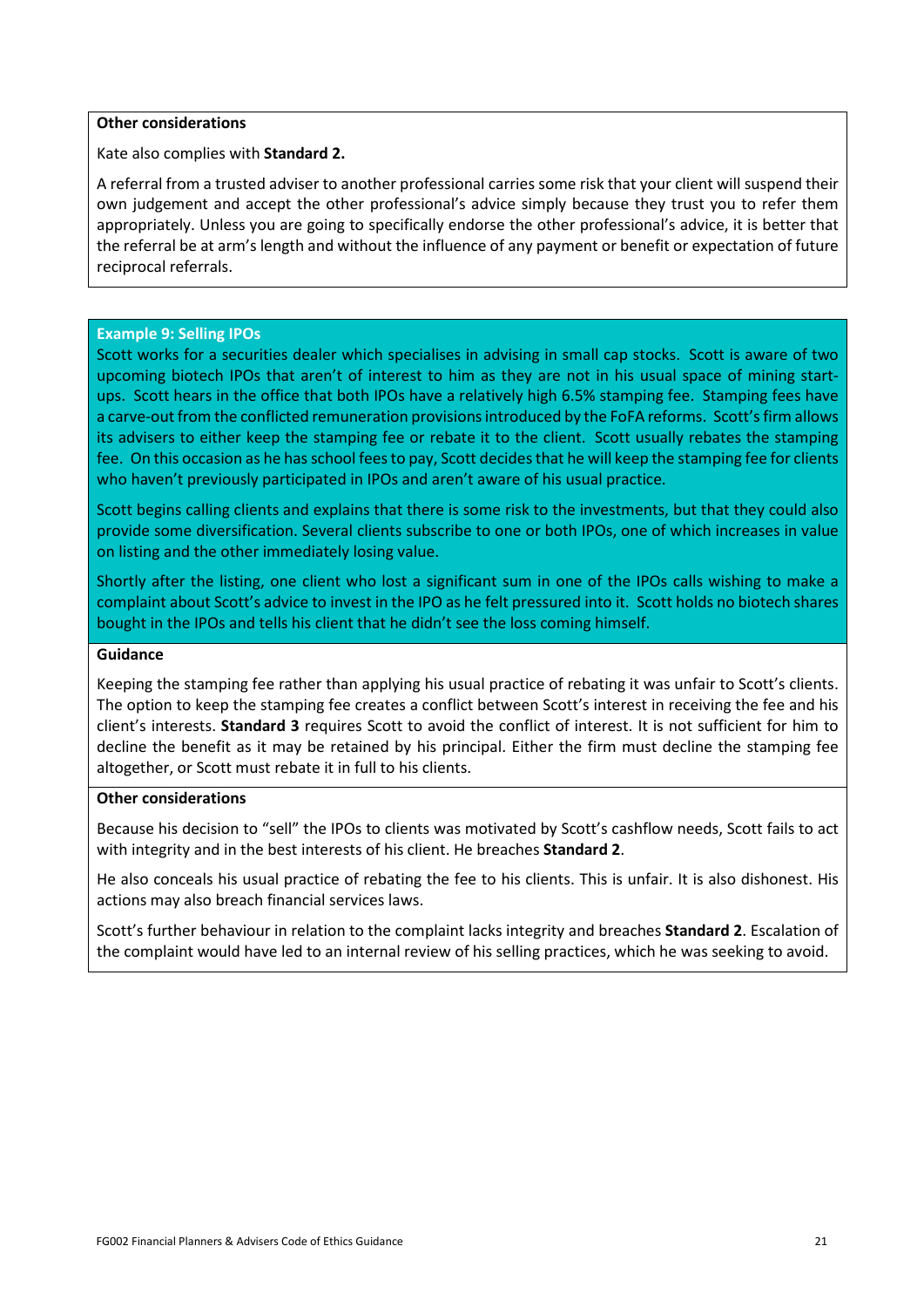**Other considerations**

Kate also complies with **Standard 2.**

A referral from a trusted adviser to another professional carries some risk that your client will suspend their own judgement and accept the other professional's advice simply because they trust you to refer them appropriately. Unless you are going to specifically endorse the other professional's advice, it is better that the referral be at arm's length and without the influence of any payment or benefit or expectation of future reciprocal referrals.

### Example 9: Selling IPOs

Scott works for a securities dealer which specialises in advising in small cap stocks. Scott is aware of two upcoming biotech IPOs that aren't of interest to him as they are not in his usual space of mining start-ups. Scott hears in the office that both IPOs have a relatively high 6.5% stamping fee. Stamping fees have a carve-out from the conflicted remuneration provisions introduced by the FoFA reforms. Scott's firm allows its advisers to either keep the stamping fee or rebate it to the client. Scott usually rebates the stamping fee. On this occasion as he has school fees to pay, Scott decides that he will keep the stamping fee for clients who haven't previously participated in IPOs and aren't aware of his usual practice.

Scott begins calling clients and explains that there is some risk to the investments, but that they could also provide some diversification. Several clients subscribe to one or both IPOs, one of which increases in value on listing and the other immediately losing value.

Shortly after the listing, one client who lost a significant sum in one of the IPOs calls wishing to make a complaint about Scott's advice to invest in the IPO as he felt pressured into it. Scott holds no biotech shares bought in the IPOs and tells his client that he didn't see the loss coming himself.

**Guidance**

Keeping the stamping fee rather than applying his usual practice of rebating it was unfair to Scott's clients. The option to keep the stamping fee creates a conflict between Scott's interest in receiving the fee and his client's interests. **Standard 3** requires Scott to avoid the conflict of interest. It is not sufficient for him to decline the benefit as it may be retained by his principal. Either the firm must decline the stamping fee altogether, or Scott must rebate it in full to his clients.

**Other considerations**

Because his decision to "sell" the IPOs to clients was motivated by Scott's cashflow needs, Scott fails to act with integrity and in the best interests of his client. He breaches **Standard 2**.

He also conceals his usual practice of rebating the fee to his clients. This is unfair. It is also dishonest. His actions may also breach financial services laws.

Scott's further behaviour in relation to the complaint lacks integrity and breaches **Standard 2**. Escalation of the complaint would have led to an internal review of his selling practices, which he was seeking to avoid.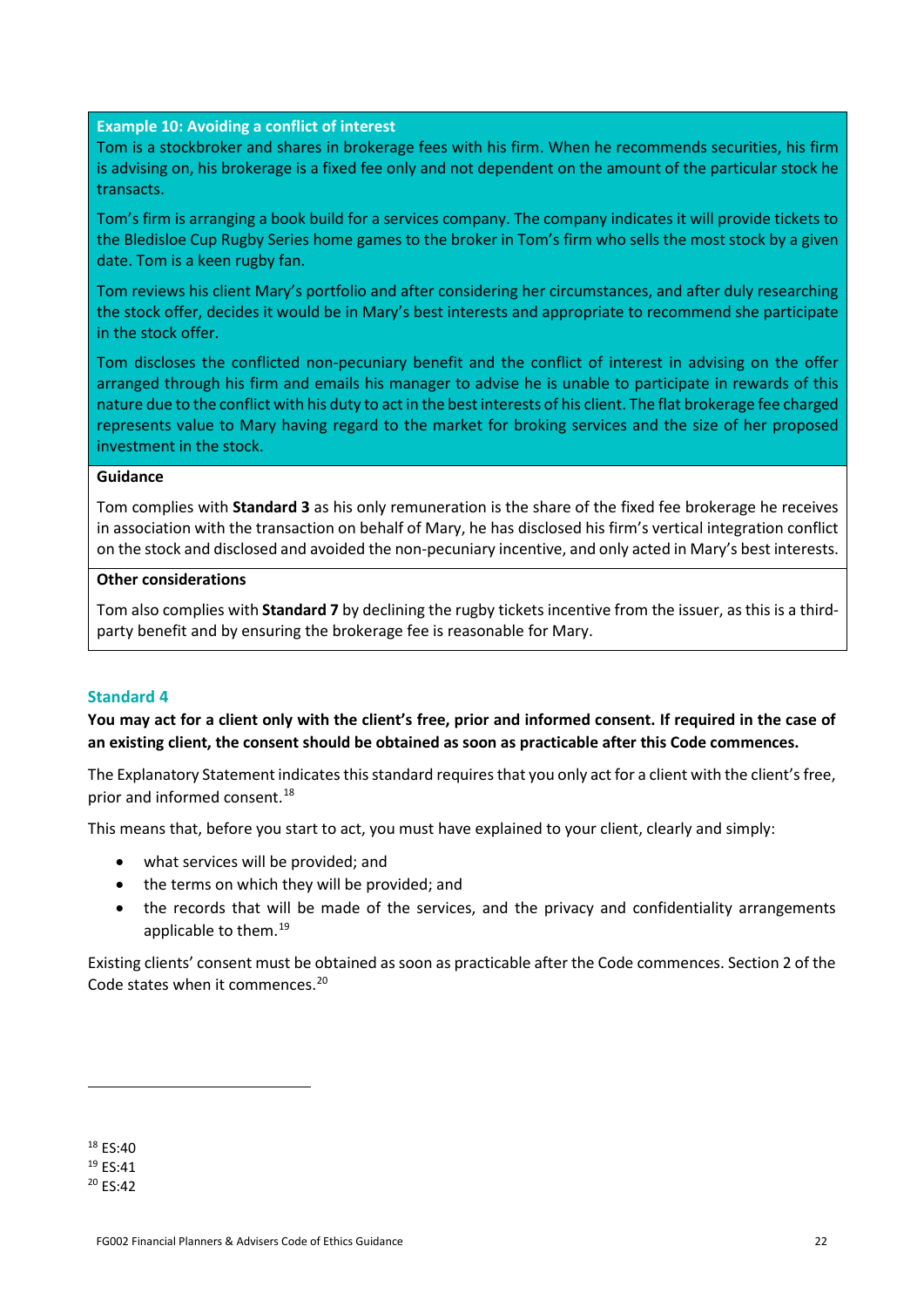**Example 10: Avoiding a conflict of interest**

Tom is a stockbroker and shares in brokerage fees with his firm. When he recommends securities, his firm is advising on, his brokerage is a fixed fee only and not dependent on the amount of the particular stock he transacts.

Tom's firm is arranging a book build for a services company. The company indicates it will provide tickets to the Bledisloe Cup Rugby Series home games to the broker in Tom's firm who sells the most stock by a given date. Tom is a keen rugby fan.

Tom reviews his client Mary's portfolio and after considering her circumstances, and after duly researching the stock offer, decides it would be in Mary's best interests and appropriate to recommend she participate in the stock offer.

Tom discloses the conflicted non-pecuniary benefit and the conflict of interest in advising on the offer arranged through his firm and emails his manager to advise he is unable to participate in rewards of this nature due to the conflict with his duty to act in the best interests of his client. The flat brokerage fee charged represents value to Mary having regard to the market for broking services and the size of her proposed investment in the stock.

**Guidance**

Tom complies with **Standard 3** as his only remuneration is the share of the fixed fee brokerage he receives in association with the transaction on behalf of Mary, he has disclosed his firm's vertical integration conflict on the stock and disclosed and avoided the non-pecuniary incentive, and only acted in Mary's best interests.

**Other considerations**

Tom also complies with **Standard 7** by declining the rugby tickets incentive from the issuer, as this is a third-party benefit and by ensuring the brokerage fee is reasonable for Mary.

## Standard 4

**You may act for a client only with the client's free, prior and informed consent. If required in the case of an existing client, the consent should be obtained as soon as practicable after this Code commences.**

The Explanatory Statement indicates this standard requires that you only act for a client with the client's free, prior and informed consent.[18]

This means that, before you start to act, you must have explained to your client, clearly and simply:

- what services will be provided; and
- the terms on which they will be provided; and
- the records that will be made of the services, and the privacy and confidentiality arrangements applicable to them.[19]

Existing clients' consent must be obtained as soon as practicable after the Code commences. Section 2 of the Code states when it commences.[20]

[18] ES:40

[19] ES:41

[20] ES:42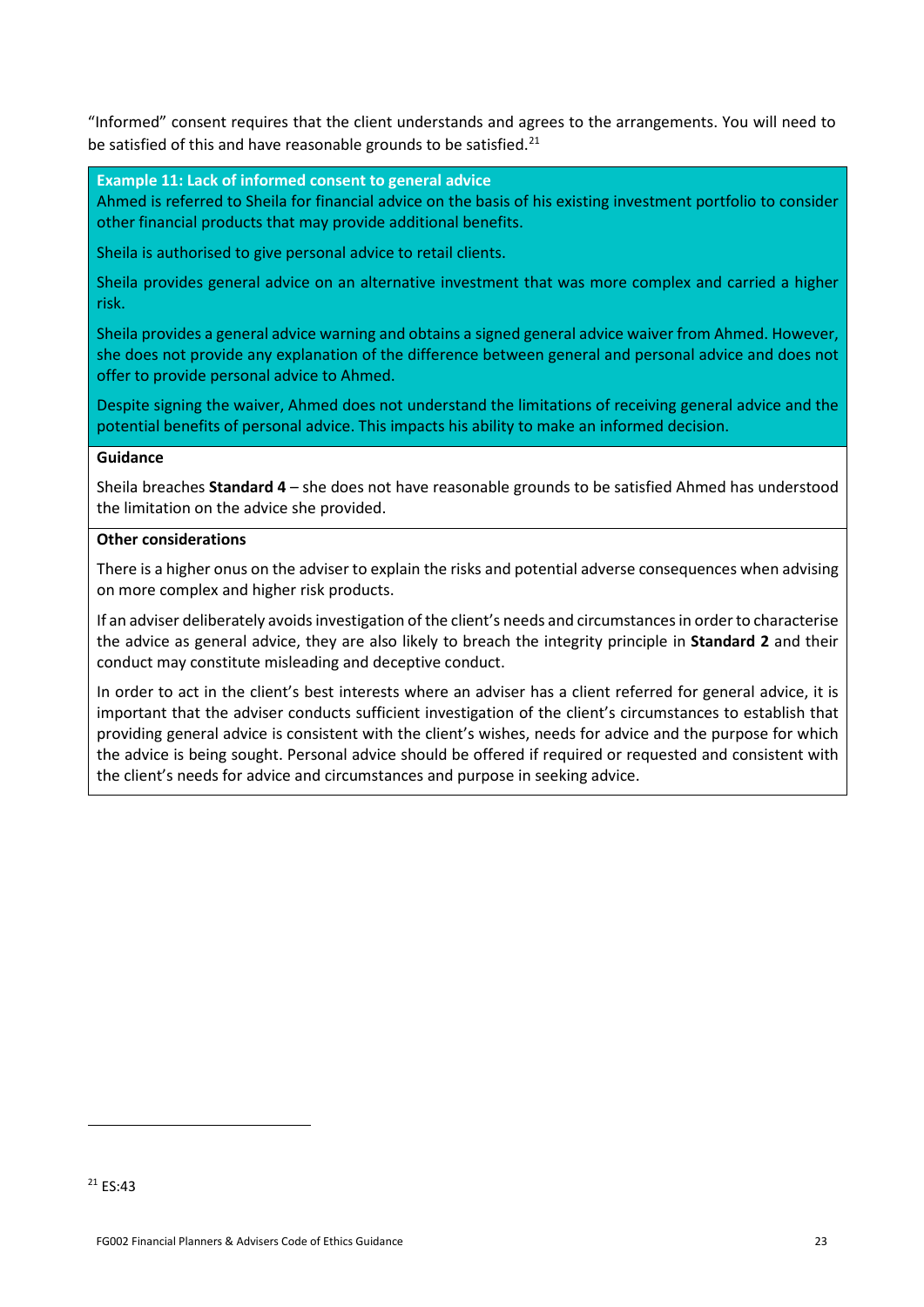"Informed" consent requires that the client understands and agrees to the arrangements. You will need to be satisfied of this and have reasonable grounds to be satisfied.[21]

**Example 11: Lack of informed consent to general advice**

Ahmed is referred to Sheila for financial advice on the basis of his existing investment portfolio to consider other financial products that may provide additional benefits.

Sheila is authorised to give personal advice to retail clients.

Sheila provides general advice on an alternative investment that was more complex and carried a higher risk.

Sheila provides a general advice warning and obtains a signed general advice waiver from Ahmed. However, she does not provide any explanation of the difference between general and personal advice and does not offer to provide personal advice to Ahmed.

Despite signing the waiver, Ahmed does not understand the limitations of receiving general advice and the potential benefits of personal advice. This impacts his ability to make an informed decision.

**Guidance**

Sheila breaches **Standard 4** – she does not have reasonable grounds to be satisfied Ahmed has understood the limitation on the advice she provided.

**Other considerations**

There is a higher onus on the adviser to explain the risks and potential adverse consequences when advising on more complex and higher risk products.

If an adviser deliberately avoids investigation of the client's needs and circumstances in order to characterise the advice as general advice, they are also likely to breach the integrity principle in **Standard 2** and their conduct may constitute misleading and deceptive conduct.

In order to act in the client's best interests where an adviser has a client referred for general advice, it is important that the adviser conducts sufficient investigation of the client's circumstances to establish that providing general advice is consistent with the client's wishes, needs for advice and the purpose for which the advice is being sought. Personal advice should be offered if required or requested and consistent with the client's needs for advice and circumstances and purpose in seeking advice.

[21] ES:43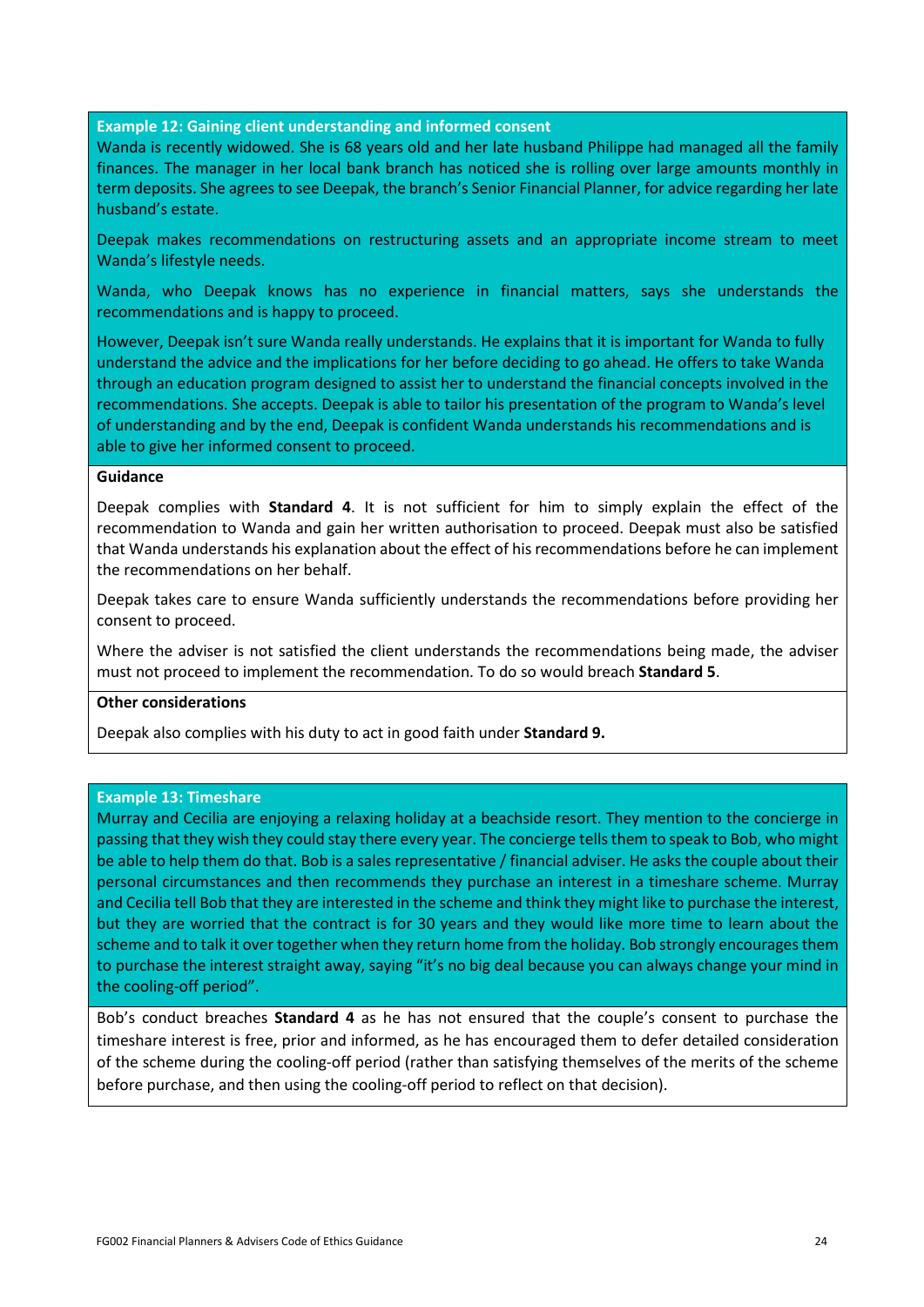**Example 12: Gaining client understanding and informed consent**

Wanda is recently widowed. She is 68 years old and her late husband Philippe had managed all the family finances. The manager in her local bank branch has noticed she is rolling over large amounts monthly in term deposits. She agrees to see Deepak, the branch's Senior Financial Planner, for advice regarding her late husband's estate.

Deepak makes recommendations on restructuring assets and an appropriate income stream to meet Wanda's lifestyle needs.

Wanda, who Deepak knows has no experience in financial matters, says she understands the recommendations and is happy to proceed.

However, Deepak isn't sure Wanda really understands. He explains that it is important for Wanda to fully understand the advice and the implications for her before deciding to go ahead. He offers to take Wanda through an education program designed to assist her to understand the financial concepts involved in the recommendations. She accepts. Deepak is able to tailor his presentation of the program to Wanda's level of understanding and by the end, Deepak is confident Wanda understands his recommendations and is able to give her informed consent to proceed.

**Guidance**

Deepak complies with **Standard 4**. It is not sufficient for him to simply explain the effect of the recommendation to Wanda and gain her written authorisation to proceed. Deepak must also be satisfied that Wanda understands his explanation about the effect of his recommendations before he can implement the recommendations on her behalf.

Deepak takes care to ensure Wanda sufficiently understands the recommendations before providing her consent to proceed.

Where the adviser is not satisfied the client understands the recommendations being made, the adviser must not proceed to implement the recommendation. To do so would breach **Standard 5**.

**Other considerations**

Deepak also complies with his duty to act in good faith under **Standard 9.**

**Example 13: Timeshare**

Murray and Cecilia are enjoying a relaxing holiday at a beachside resort. They mention to the concierge in passing that they wish they could stay there every year. The concierge tells them to speak to Bob, who might be able to help them do that. Bob is a sales representative / financial adviser. He asks the couple about their personal circumstances and then recommends they purchase an interest in a timeshare scheme. Murray and Cecilia tell Bob that they are interested in the scheme and think they might like to purchase the interest, but they are worried that the contract is for 30 years and they would like more time to learn about the scheme and to talk it over together when they return home from the holiday. Bob strongly encourages them to purchase the interest straight away, saying "it's no big deal because you can always change your mind in the cooling-off period".

Bob's conduct breaches **Standard 4** as he has not ensured that the couple's consent to purchase the timeshare interest is free, prior and informed, as he has encouraged them to defer detailed consideration of the scheme during the cooling-off period (rather than satisfying themselves of the merits of the scheme before purchase, and then using the cooling-off period to reflect on that decision).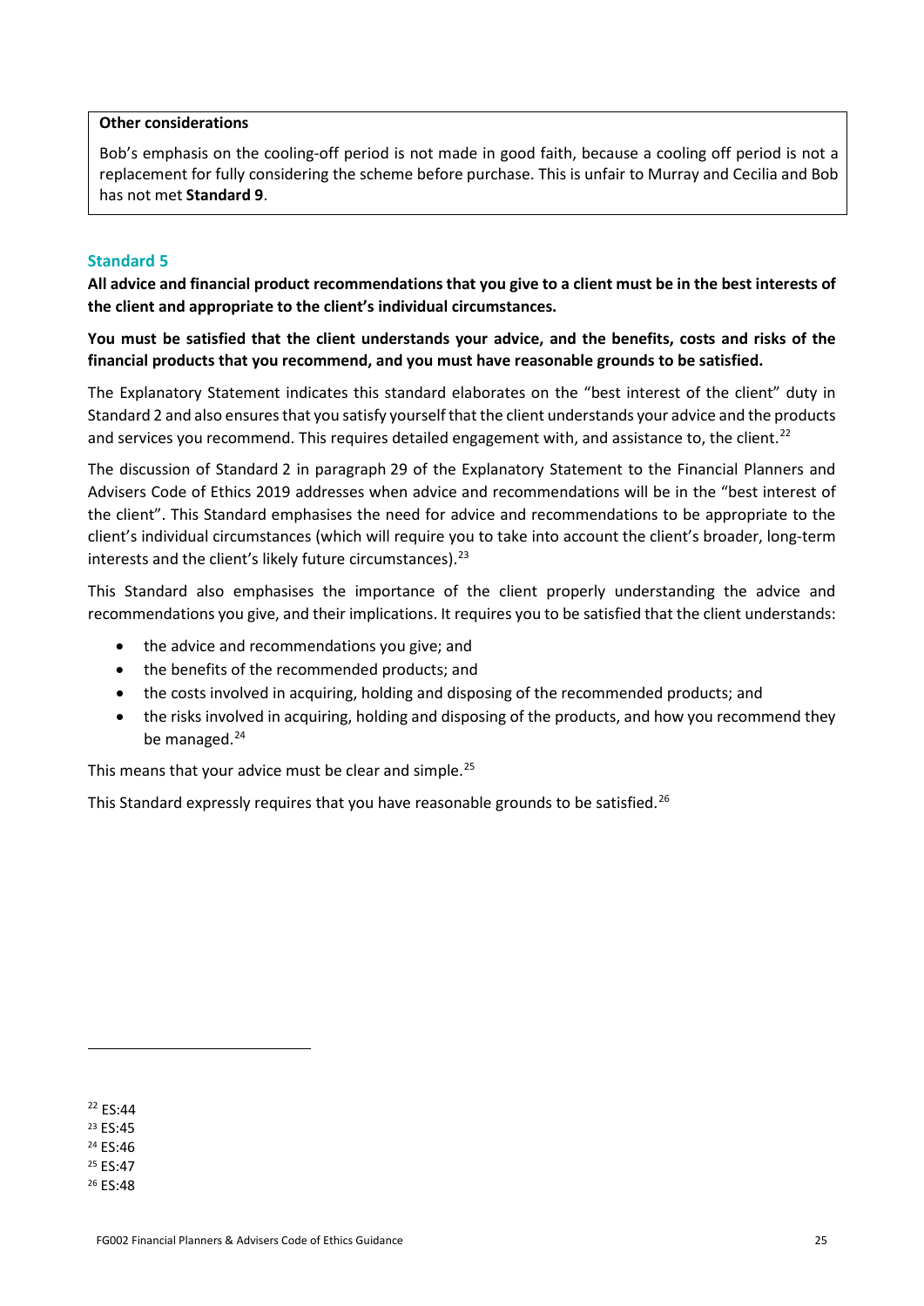**Other considerations**

Bob's emphasis on the cooling-off period is not made in good faith, because a cooling off period is not a replacement for fully considering the scheme before purchase. This is unfair to Murray and Cecilia and Bob has not met **Standard 9**.

### Standard 5

**All advice and financial product recommendations that you give to a client must be in the best interests of the client and appropriate to the client's individual circumstances.**

**You must be satisfied that the client understands your advice, and the benefits, costs and risks of the financial products that you recommend, and you must have reasonable grounds to be satisfied.**

The Explanatory Statement indicates this standard elaborates on the "best interest of the client" duty in Standard 2 and also ensures that you satisfy yourself that the client understands your advice and the products and services you recommend. This requires detailed engagement with, and assistance to, the client.[22]

The discussion of Standard 2 in paragraph 29 of the Explanatory Statement to the Financial Planners and Advisers Code of Ethics 2019 addresses when advice and recommendations will be in the "best interest of the client". This Standard emphasises the need for advice and recommendations to be appropriate to the client's individual circumstances (which will require you to take into account the client's broader, long-term interests and the client's likely future circumstances).[23]

This Standard also emphasises the importance of the client properly understanding the advice and recommendations you give, and their implications. It requires you to be satisfied that the client understands:

- the advice and recommendations you give; and
- the benefits of the recommended products; and
- the costs involved in acquiring, holding and disposing of the recommended products; and
- the risks involved in acquiring, holding and disposing of the products, and how you recommend they be managed.[24]

This means that your advice must be clear and simple.[25]

This Standard expressly requires that you have reasonable grounds to be satisfied.[26]

---

[22] ES:44
[23] ES:45
[24] ES:46
[25] ES:47
[26] ES:48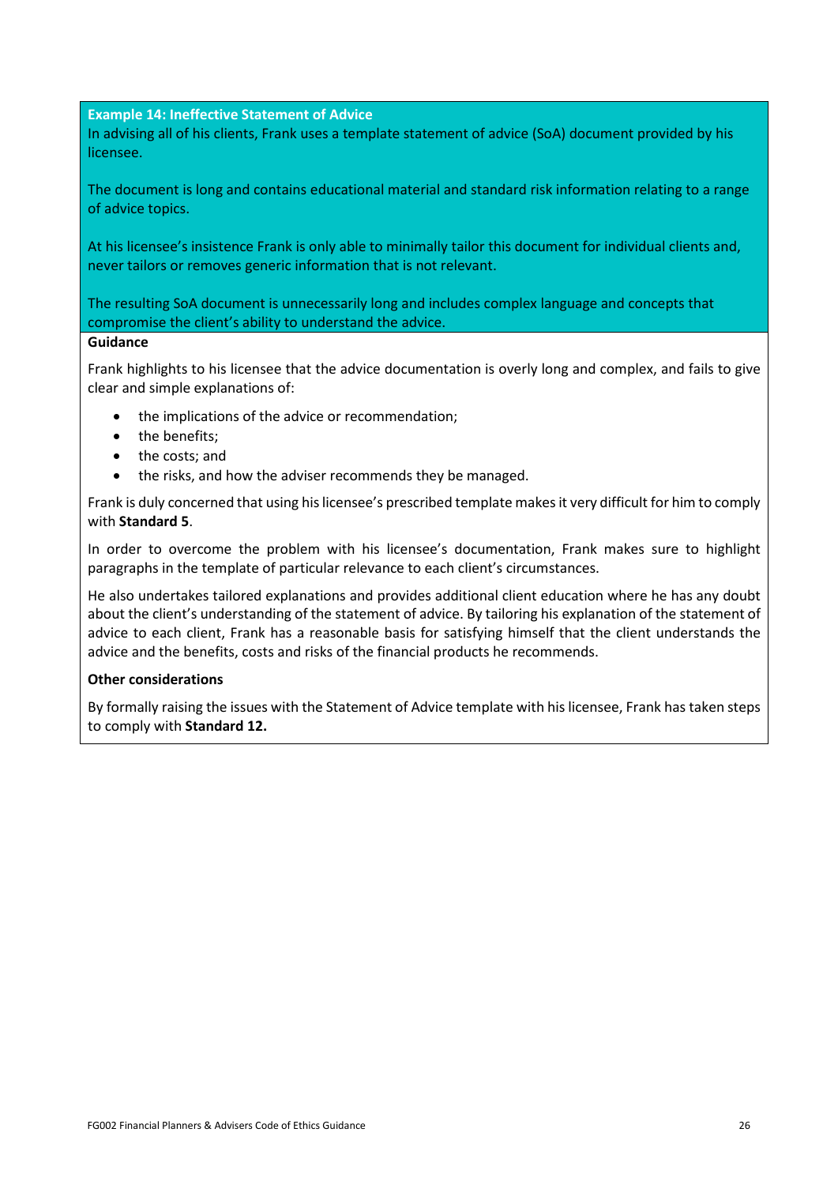**Example 14: Ineffective Statement of Advice**

In advising all of his clients, Frank uses a template statement of advice (SoA) document provided by his licensee.

The document is long and contains educational material and standard risk information relating to a range of advice topics.

At his licensee's insistence Frank is only able to minimally tailor this document for individual clients and, never tailors or removes generic information that is not relevant.

The resulting SoA document is unnecessarily long and includes complex language and concepts that compromise the client's ability to understand the advice.

**Guidance**

Frank highlights to his licensee that the advice documentation is overly long and complex, and fails to give clear and simple explanations of:

- the implications of the advice or recommendation;
- the benefits;
- the costs; and
- the risks, and how the adviser recommends they be managed.

Frank is duly concerned that using his licensee's prescribed template makes it very difficult for him to comply with **Standard 5**.

In order to overcome the problem with his licensee's documentation, Frank makes sure to highlight paragraphs in the template of particular relevance to each client's circumstances.

He also undertakes tailored explanations and provides additional client education where he has any doubt about the client's understanding of the statement of advice. By tailoring his explanation of the statement of advice to each client, Frank has a reasonable basis for satisfying himself that the client understands the advice and the benefits, costs and risks of the financial products he recommends.

**Other considerations**

By formally raising the issues with the Statement of Advice template with his licensee, Frank has taken steps to comply with **Standard 12.**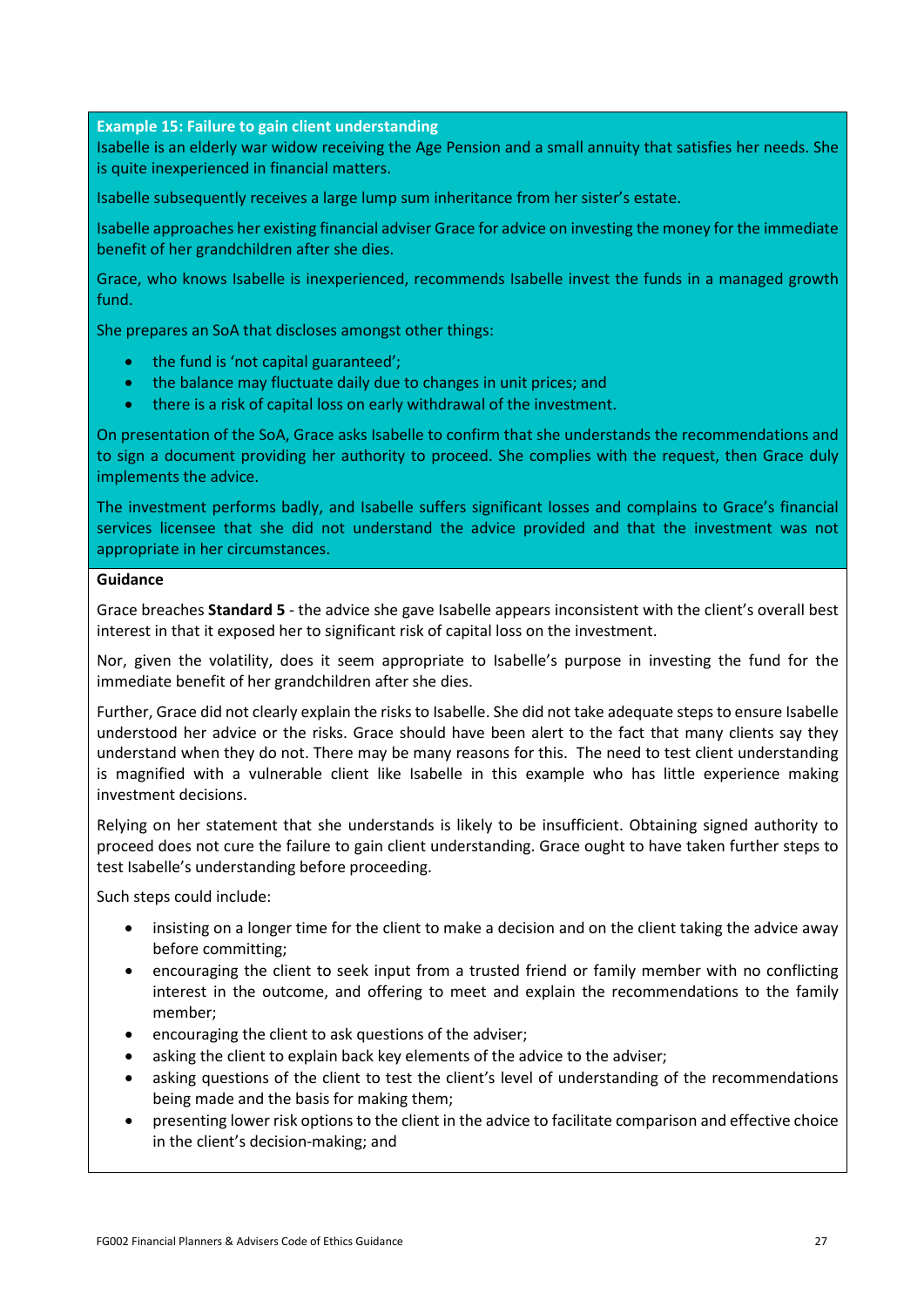**Example 15: Failure to gain client understanding**

Isabelle is an elderly war widow receiving the Age Pension and a small annuity that satisfies her needs. She is quite inexperienced in financial matters.

Isabelle subsequently receives a large lump sum inheritance from her sister's estate.

Isabelle approaches her existing financial adviser Grace for advice on investing the money for the immediate benefit of her grandchildren after she dies.

Grace, who knows Isabelle is inexperienced, recommends Isabelle invest the funds in a managed growth fund.

She prepares an SoA that discloses amongst other things:

- the fund is 'not capital guaranteed';
- the balance may fluctuate daily due to changes in unit prices; and
- there is a risk of capital loss on early withdrawal of the investment.

On presentation of the SoA, Grace asks Isabelle to confirm that she understands the recommendations and to sign a document providing her authority to proceed. She complies with the request, then Grace duly implements the advice.

The investment performs badly, and Isabelle suffers significant losses and complains to Grace's financial services licensee that she did not understand the advice provided and that the investment was not appropriate in her circumstances.

**Guidance**

Grace breaches **Standard 5** - the advice she gave Isabelle appears inconsistent with the client's overall best interest in that it exposed her to significant risk of capital loss on the investment.

Nor, given the volatility, does it seem appropriate to Isabelle's purpose in investing the fund for the immediate benefit of her grandchildren after she dies.

Further, Grace did not clearly explain the risks to Isabelle. She did not take adequate steps to ensure Isabelle understood her advice or the risks. Grace should have been alert to the fact that many clients say they understand when they do not. There may be many reasons for this. The need to test client understanding is magnified with a vulnerable client like Isabelle in this example who has little experience making investment decisions.

Relying on her statement that she understands is likely to be insufficient. Obtaining signed authority to proceed does not cure the failure to gain client understanding. Grace ought to have taken further steps to test Isabelle's understanding before proceeding.

Such steps could include:

- insisting on a longer time for the client to make a decision and on the client taking the advice away before committing;
- encouraging the client to seek input from a trusted friend or family member with no conflicting interest in the outcome, and offering to meet and explain the recommendations to the family member;
- encouraging the client to ask questions of the adviser;
- asking the client to explain back key elements of the advice to the adviser;
- asking questions of the client to test the client's level of understanding of the recommendations being made and the basis for making them;
- presenting lower risk options to the client in the advice to facilitate comparison and effective choice in the client's decision-making; and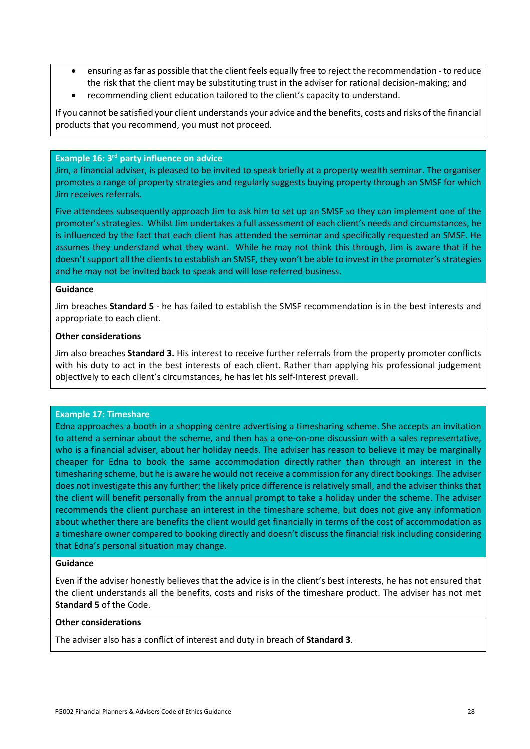- ensuring as far as possible that the client feels equally free to reject the recommendation - to reduce the risk that the client may be substituting trust in the adviser for rational decision-making; and
- recommending client education tailored to the client's capacity to understand.

If you cannot be satisfied your client understands your advice and the benefits, costs and risks of the financial products that you recommend, you must not proceed.

### Example 16: 3rd party influence on advice

Jim, a financial adviser, is pleased to be invited to speak briefly at a property wealth seminar. The organiser promotes a range of property strategies and regularly suggests buying property through an SMSF for which Jim receives referrals.

Five attendees subsequently approach Jim to ask him to set up an SMSF so they can implement one of the promoter's strategies. Whilst Jim undertakes a full assessment of each client's needs and circumstances, he is influenced by the fact that each client has attended the seminar and specifically requested an SMSF. He assumes they understand what they want. While he may not think this through, Jim is aware that if he doesn't support all the clients to establish an SMSF, they won't be able to invest in the promoter's strategies and he may not be invited back to speak and will lose referred business.

**Guidance**

Jim breaches **Standard 5** - he has failed to establish the SMSF recommendation is in the best interests and appropriate to each client.

**Other considerations**

Jim also breaches **Standard 3.** His interest to receive further referrals from the property promoter conflicts with his duty to act in the best interests of each client. Rather than applying his professional judgement objectively to each client's circumstances, he has let his self-interest prevail.

### Example 17: Timeshare

Edna approaches a booth in a shopping centre advertising a timesharing scheme. She accepts an invitation to attend a seminar about the scheme, and then has a one-on-one discussion with a sales representative, who is a financial adviser, about her holiday needs. The adviser has reason to believe it may be marginally cheaper for Edna to book the same accommodation directly rather than through an interest in the timesharing scheme, but he is aware he would not receive a commission for any direct bookings. The adviser does not investigate this any further; the likely price difference is relatively small, and the adviser thinks that the client will benefit personally from the annual prompt to take a holiday under the scheme. The adviser recommends the client purchase an interest in the timeshare scheme, but does not give any information about whether there are benefits the client would get financially in terms of the cost of accommodation as a timeshare owner compared to booking directly and doesn't discuss the financial risk including considering that Edna's personal situation may change.

**Guidance**

Even if the adviser honestly believes that the advice is in the client's best interests, he has not ensured that the client understands all the benefits, costs and risks of the timeshare product. The adviser has not met **Standard 5** of the Code.

**Other considerations**

The adviser also has a conflict of interest and duty in breach of **Standard 3**.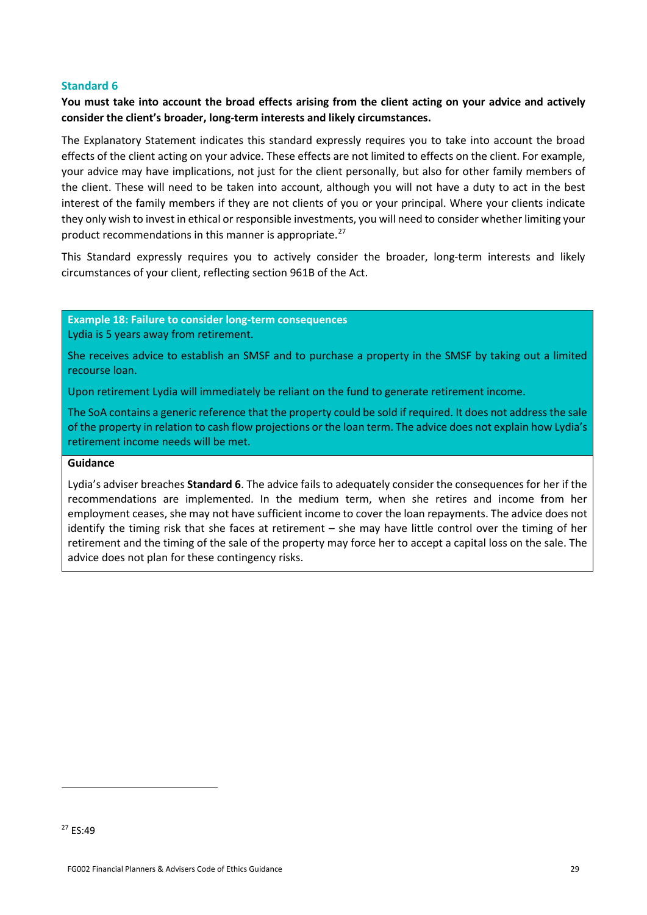### Standard 6

**You must take into account the broad effects arising from the client acting on your advice and actively consider the client's broader, long-term interests and likely circumstances.**

The Explanatory Statement indicates this standard expressly requires you to take into account the broad effects of the client acting on your advice. These effects are not limited to effects on the client. For example, your advice may have implications, not just for the client personally, but also for other family members of the client. These will need to be taken into account, although you will not have a duty to act in the best interest of the family members if they are not clients of you or your principal. Where your clients indicate they only wish to invest in ethical or responsible investments, you will need to consider whether limiting your product recommendations in this manner is appropriate.[27]

This Standard expressly requires you to actively consider the broader, long-term interests and likely circumstances of your client, reflecting section 961B of the Act.

**Example 18: Failure to consider long-term consequences**

Lydia is 5 years away from retirement.

She receives advice to establish an SMSF and to purchase a property in the SMSF by taking out a limited recourse loan.

Upon retirement Lydia will immediately be reliant on the fund to generate retirement income.

The SoA contains a generic reference that the property could be sold if required. It does not address the sale of the property in relation to cash flow projections or the loan term. The advice does not explain how Lydia's retirement income needs will be met.

**Guidance**

Lydia's adviser breaches **Standard 6**. The advice fails to adequately consider the consequences for her if the recommendations are implemented. In the medium term, when she retires and income from her employment ceases, she may not have sufficient income to cover the loan repayments. The advice does not identify the timing risk that she faces at retirement – she may have little control over the timing of her retirement and the timing of the sale of the property may force her to accept a capital loss on the sale. The advice does not plan for these contingency risks.

---

[27] ES:49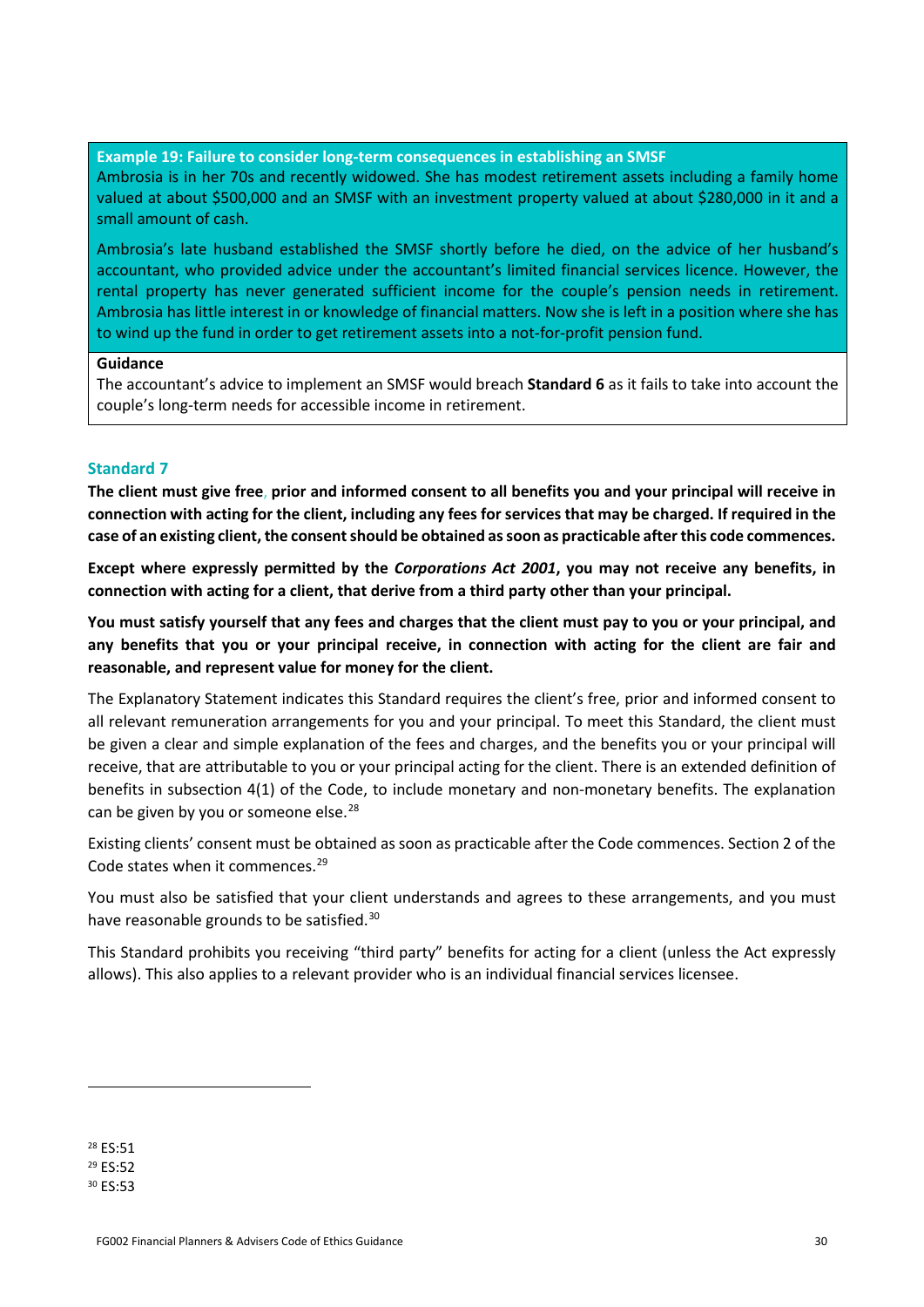**Example 19: Failure to consider long-term consequences in establishing an SMSF**

Ambrosia is in her 70s and recently widowed. She has modest retirement assets including a family home valued at about $500,000 and an SMSF with an investment property valued at about $280,000 in it and a small amount of cash.

Ambrosia's late husband established the SMSF shortly before he died, on the advice of her husband's accountant, who provided advice under the accountant's limited financial services licence. However, the rental property has never generated sufficient income for the couple's pension needs in retirement. Ambrosia has little interest in or knowledge of financial matters. Now she is left in a position where she has to wind up the fund in order to get retirement assets into a not-for-profit pension fund.

**Guidance**

The accountant's advice to implement an SMSF would breach **Standard 6** as it fails to take into account the couple's long-term needs for accessible income in retirement.

## Standard 7

**The client must give free, prior and informed consent to all benefits you and your principal will receive in connection with acting for the client, including any fees for services that may be charged. If required in the case of an existing client, the consent should be obtained as soon as practicable after this code commences.**

**Except where expressly permitted by the *Corporations Act 2001*, you may not receive any benefits, in connection with acting for a client, that derive from a third party other than your principal.**

**You must satisfy yourself that any fees and charges that the client must pay to you or your principal, and any benefits that you or your principal receive, in connection with acting for the client are fair and reasonable, and represent value for money for the client.**

The Explanatory Statement indicates this Standard requires the client's free, prior and informed consent to all relevant remuneration arrangements for you and your principal. To meet this Standard, the client must be given a clear and simple explanation of the fees and charges, and the benefits you or your principal will receive, that are attributable to you or your principal acting for the client. There is an extended definition of benefits in subsection 4(1) of the Code, to include monetary and non-monetary benefits. The explanation can be given by you or someone else.[28]

Existing clients' consent must be obtained as soon as practicable after the Code commences. Section 2 of the Code states when it commences.[29]

You must also be satisfied that your client understands and agrees to these arrangements, and you must have reasonable grounds to be satisfied.[30]

This Standard prohibits you receiving "third party" benefits for acting for a client (unless the Act expressly allows). This also applies to a relevant provider who is an individual financial services licensee.

---

[28] ES:51
[29] ES:52
[30] ES:53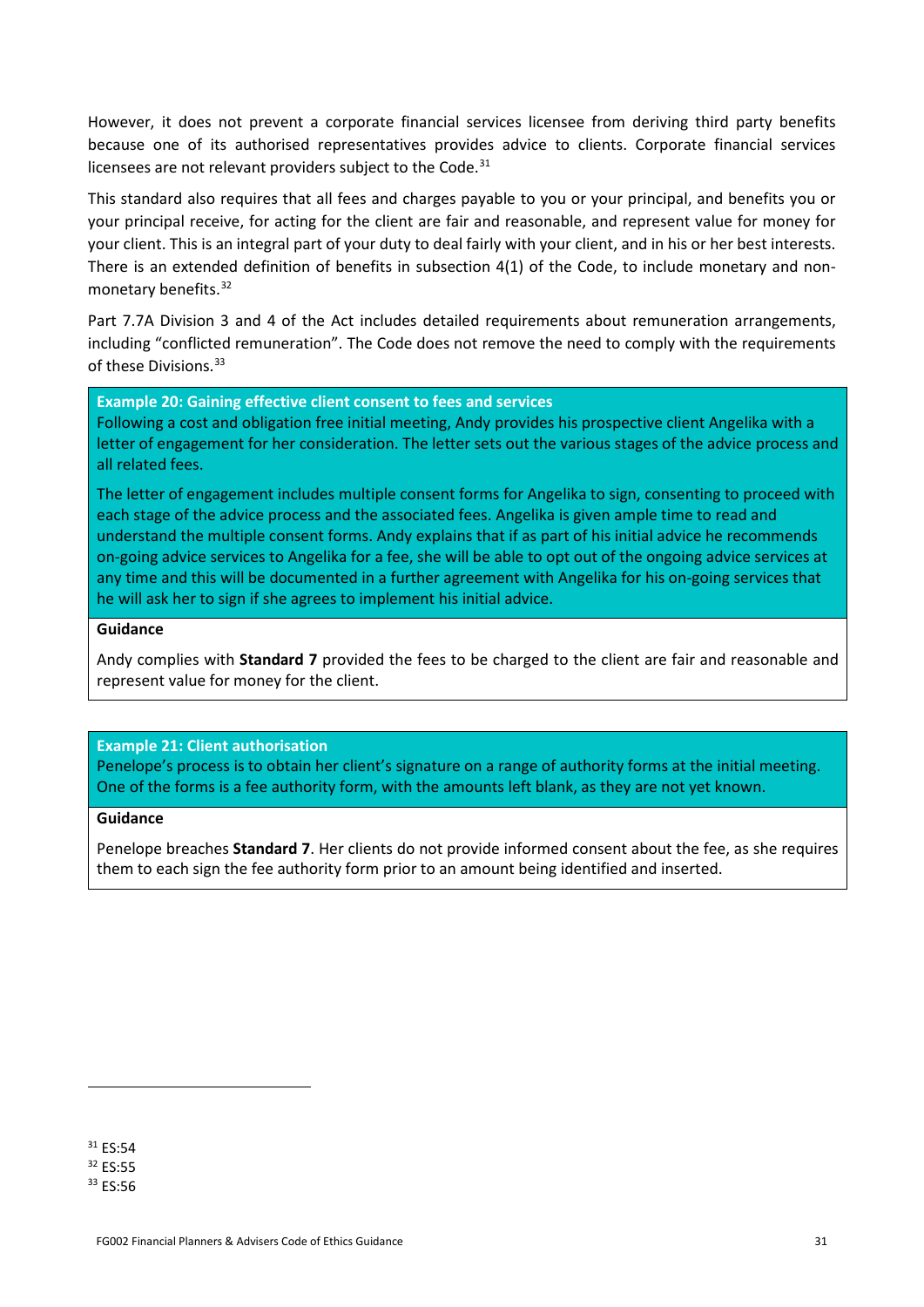However, it does not prevent a corporate financial services licensee from deriving third party benefits because one of its authorised representatives provides advice to clients. Corporate financial services licensees are not relevant providers subject to the Code.[31]

This standard also requires that all fees and charges payable to you or your principal, and benefits you or your principal receive, for acting for the client are fair and reasonable, and represent value for money for your client. This is an integral part of your duty to deal fairly with your client, and in his or her best interests. There is an extended definition of benefits in subsection 4(1) of the Code, to include monetary and non-monetary benefits.[32]

Part 7.7A Division 3 and 4 of the Act includes detailed requirements about remuneration arrangements, including "conflicted remuneration". The Code does not remove the need to comply with the requirements of these Divisions.[33]

**Example 20: Gaining effective client consent to fees and services**

Following a cost and obligation free initial meeting, Andy provides his prospective client Angelika with a letter of engagement for her consideration. The letter sets out the various stages of the advice process and all related fees.

The letter of engagement includes multiple consent forms for Angelika to sign, consenting to proceed with each stage of the advice process and the associated fees. Angelika is given ample time to read and understand the multiple consent forms. Andy explains that if as part of his initial advice he recommends on-going advice services to Angelika for a fee, she will be able to opt out of the ongoing advice services at any time and this will be documented in a further agreement with Angelika for his on-going services that he will ask her to sign if she agrees to implement his initial advice.

**Guidance**

Andy complies with **Standard 7** provided the fees to be charged to the client are fair and reasonable and represent value for money for the client.

**Example 21: Client authorisation**

Penelope's process is to obtain her client's signature on a range of authority forms at the initial meeting. One of the forms is a fee authority form, with the amounts left blank, as they are not yet known.

**Guidance**

Penelope breaches **Standard 7**. Her clients do not provide informed consent about the fee, as she requires them to each sign the fee authority form prior to an amount being identified and inserted.

---

[31] ES:54
[32] ES:55
[33] ES:56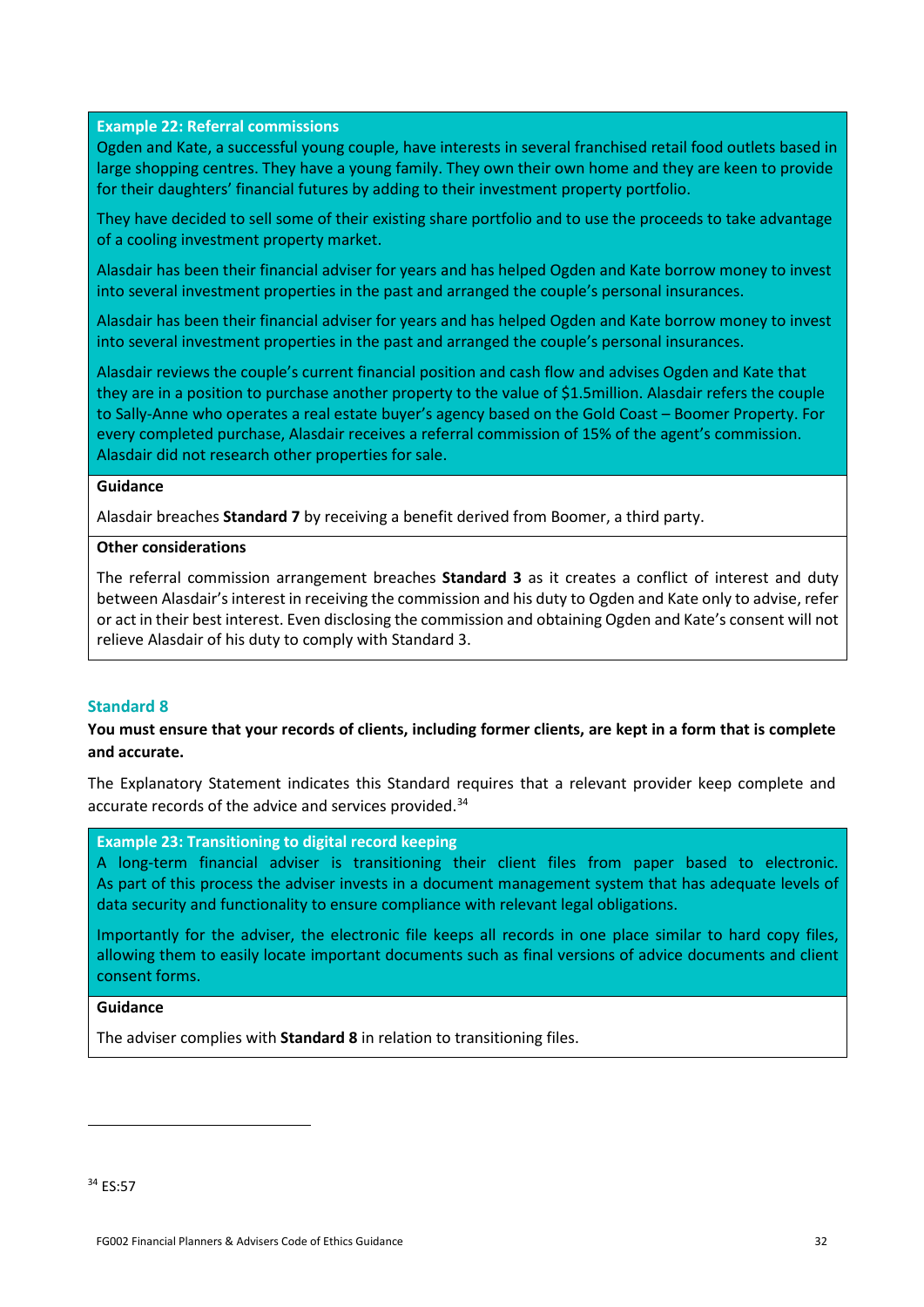**Example 22: Referral commissions**

Ogden and Kate, a successful young couple, have interests in several franchised retail food outlets based in large shopping centres. They have a young family. They own their own home and they are keen to provide for their daughters' financial futures by adding to their investment property portfolio.

They have decided to sell some of their existing share portfolio and to use the proceeds to take advantage of a cooling investment property market.

Alasdair has been their financial adviser for years and has helped Ogden and Kate borrow money to invest into several investment properties in the past and arranged the couple's personal insurances.

Alasdair has been their financial adviser for years and has helped Ogden and Kate borrow money to invest into several investment properties in the past and arranged the couple's personal insurances.

Alasdair reviews the couple's current financial position and cash flow and advises Ogden and Kate that they are in a position to purchase another property to the value of $1.5million. Alasdair refers the couple to Sally-Anne who operates a real estate buyer's agency based on the Gold Coast – Boomer Property. For every completed purchase, Alasdair receives a referral commission of 15% of the agent's commission. Alasdair did not research other properties for sale.

**Guidance**

Alasdair breaches **Standard 7** by receiving a benefit derived from Boomer, a third party.

**Other considerations**

The referral commission arrangement breaches **Standard 3** as it creates a conflict of interest and duty between Alasdair's interest in receiving the commission and his duty to Ogden and Kate only to advise, refer or act in their best interest. Even disclosing the commission and obtaining Ogden and Kate's consent will not relieve Alasdair of his duty to comply with Standard 3.

## Standard 8

**You must ensure that your records of clients, including former clients, are kept in a form that is complete and accurate.**

The Explanatory Statement indicates this Standard requires that a relevant provider keep complete and accurate records of the advice and services provided.[34]

**Example 23: Transitioning to digital record keeping**

A long-term financial adviser is transitioning their client files from paper based to electronic. As part of this process the adviser invests in a document management system that has adequate levels of data security and functionality to ensure compliance with relevant legal obligations.

Importantly for the adviser, the electronic file keeps all records in one place similar to hard copy files, allowing them to easily locate important documents such as final versions of advice documents and client consent forms.

**Guidance**

The adviser complies with **Standard 8** in relation to transitioning files.

[34] ES:57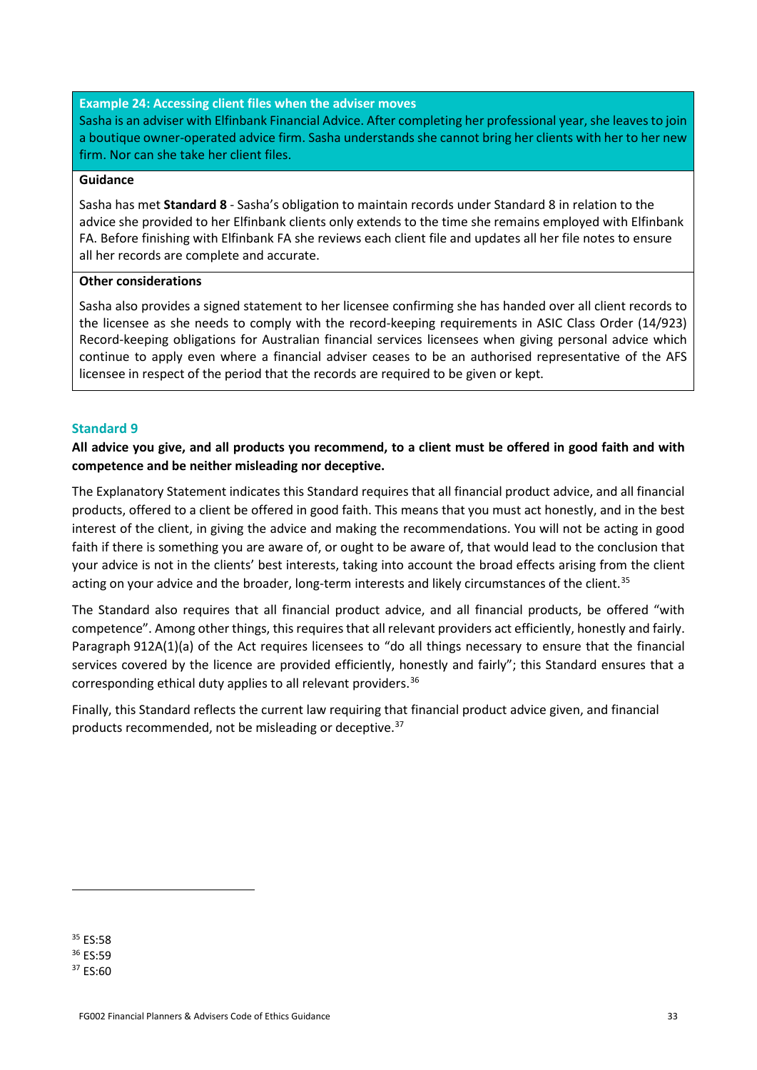**Example 24: Accessing client files when the adviser moves**

Sasha is an adviser with Elfinbank Financial Advice. After completing her professional year, she leaves to join a boutique owner-operated advice firm. Sasha understands she cannot bring her clients with her to her new firm. Nor can she take her client files.

**Guidance**

Sasha has met **Standard 8** - Sasha's obligation to maintain records under Standard 8 in relation to the advice she provided to her Elfinbank clients only extends to the time she remains employed with Elfinbank FA. Before finishing with Elfinbank FA she reviews each client file and updates all her file notes to ensure all her records are complete and accurate.

**Other considerations**

Sasha also provides a signed statement to her licensee confirming she has handed over all client records to the licensee as she needs to comply with the record-keeping requirements in ASIC Class Order (14/923) Record-keeping obligations for Australian financial services licensees when giving personal advice which continue to apply even where a financial adviser ceases to be an authorised representative of the AFS licensee in respect of the period that the records are required to be given or kept.

## Standard 9

**All advice you give, and all products you recommend, to a client must be offered in good faith and with competence and be neither misleading nor deceptive.**

The Explanatory Statement indicates this Standard requires that all financial product advice, and all financial products, offered to a client be offered in good faith. This means that you must act honestly, and in the best interest of the client, in giving the advice and making the recommendations. You will not be acting in good faith if there is something you are aware of, or ought to be aware of, that would lead to the conclusion that your advice is not in the clients' best interests, taking into account the broad effects arising from the client acting on your advice and the broader, long-term interests and likely circumstances of the client.[35]

The Standard also requires that all financial product advice, and all financial products, be offered "with competence". Among other things, this requires that all relevant providers act efficiently, honestly and fairly. Paragraph 912A(1)(a) of the Act requires licensees to "do all things necessary to ensure that the financial services covered by the licence are provided efficiently, honestly and fairly"; this Standard ensures that a corresponding ethical duty applies to all relevant providers.[36]

Finally, this Standard reflects the current law requiring that financial product advice given, and financial products recommended, not be misleading or deceptive.[37]

[35] ES:58
[36] ES:59
[37] ES:60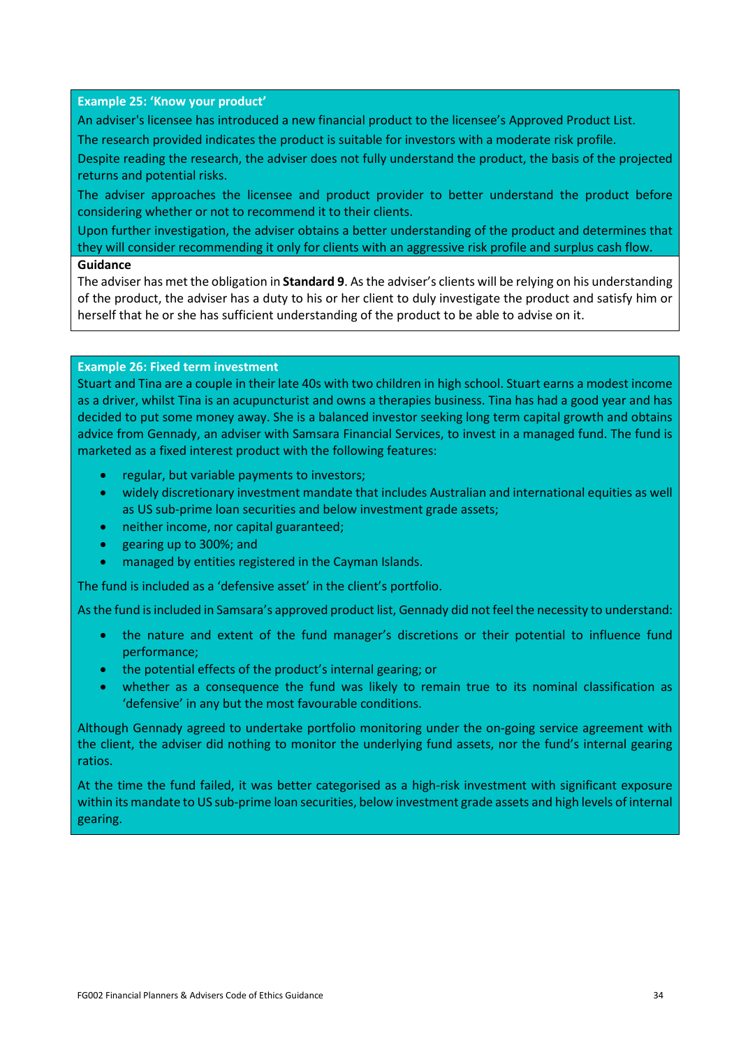**Example 25: 'Know your product'**

An adviser's licensee has introduced a new financial product to the licensee's Approved Product List.

The research provided indicates the product is suitable for investors with a moderate risk profile.

Despite reading the research, the adviser does not fully understand the product, the basis of the projected returns and potential risks.

The adviser approaches the licensee and product provider to better understand the product before considering whether or not to recommend it to their clients.

Upon further investigation, the adviser obtains a better understanding of the product and determines that they will consider recommending it only for clients with an aggressive risk profile and surplus cash flow.

**Guidance**

The adviser has met the obligation in **Standard 9**. As the adviser's clients will be relying on his understanding of the product, the adviser has a duty to his or her client to duly investigate the product and satisfy him or herself that he or she has sufficient understanding of the product to be able to advise on it.

**Example 26: Fixed term investment**

Stuart and Tina are a couple in their late 40s with two children in high school. Stuart earns a modest income as a driver, whilst Tina is an acupuncturist and owns a therapies business. Tina has had a good year and has decided to put some money away. She is a balanced investor seeking long term capital growth and obtains advice from Gennady, an adviser with Samsara Financial Services, to invest in a managed fund. The fund is marketed as a fixed interest product with the following features:

- regular, but variable payments to investors;
- widely discretionary investment mandate that includes Australian and international equities as well as US sub-prime loan securities and below investment grade assets;
- neither income, nor capital guaranteed;
- gearing up to 300%; and
- managed by entities registered in the Cayman Islands.

The fund is included as a 'defensive asset' in the client's portfolio.

As the fund is included in Samsara's approved product list, Gennady did not feel the necessity to understand:

- the nature and extent of the fund manager's discretions or their potential to influence fund performance;
- the potential effects of the product's internal gearing; or
- whether as a consequence the fund was likely to remain true to its nominal classification as 'defensive' in any but the most favourable conditions.

Although Gennady agreed to undertake portfolio monitoring under the on-going service agreement with the client, the adviser did nothing to monitor the underlying fund assets, nor the fund's internal gearing ratios.

At the time the fund failed, it was better categorised as a high-risk investment with significant exposure within its mandate to US sub-prime loan securities, below investment grade assets and high levels of internal gearing.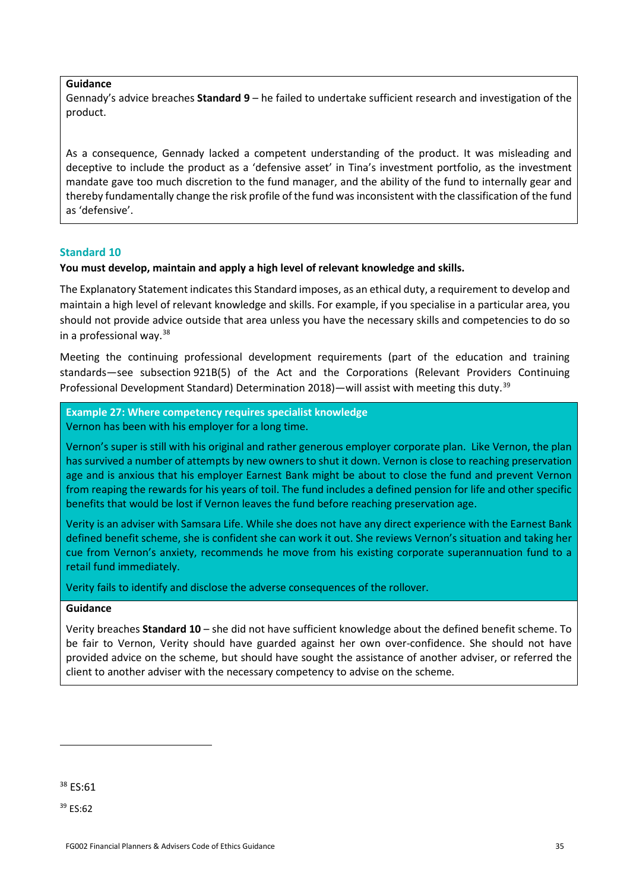**Guidance**

Gennady's advice breaches **Standard 9** – he failed to undertake sufficient research and investigation of the product.

As a consequence, Gennady lacked a competent understanding of the product. It was misleading and deceptive to include the product as a 'defensive asset' in Tina's investment portfolio, as the investment mandate gave too much discretion to the fund manager, and the ability of the fund to internally gear and thereby fundamentally change the risk profile of the fund was inconsistent with the classification of the fund as 'defensive'.

## Standard 10

**You must develop, maintain and apply a high level of relevant knowledge and skills.**

The Explanatory Statement indicates this Standard imposes, as an ethical duty, a requirement to develop and maintain a high level of relevant knowledge and skills. For example, if you specialise in a particular area, you should not provide advice outside that area unless you have the necessary skills and competencies to do so in a professional way.[38]

Meeting the continuing professional development requirements (part of the education and training standards—see subsection 921B(5) of the Act and the Corporations (Relevant Providers Continuing Professional Development Standard) Determination 2018)—will assist with meeting this duty.[39]

**Example 27: Where competency requires specialist knowledge**

Vernon has been with his employer for a long time.

Vernon's super is still with his original and rather generous employer corporate plan. Like Vernon, the plan has survived a number of attempts by new owners to shut it down. Vernon is close to reaching preservation age and is anxious that his employer Earnest Bank might be about to close the fund and prevent Vernon from reaping the rewards for his years of toil. The fund includes a defined pension for life and other specific benefits that would be lost if Vernon leaves the fund before reaching preservation age.

Verity is an adviser with Samsara Life. While she does not have any direct experience with the Earnest Bank defined benefit scheme, she is confident she can work it out. She reviews Vernon's situation and taking her cue from Vernon's anxiety, recommends he move from his existing corporate superannuation fund to a retail fund immediately.

Verity fails to identify and disclose the adverse consequences of the rollover.

**Guidance**

Verity breaches **Standard 10** – she did not have sufficient knowledge about the defined benefit scheme. To be fair to Vernon, Verity should have guarded against her own over-confidence. She should not have provided advice on the scheme, but should have sought the assistance of another adviser, or referred the client to another adviser with the necessary competency to advise on the scheme.

---

[38] ES:61

[39] ES:62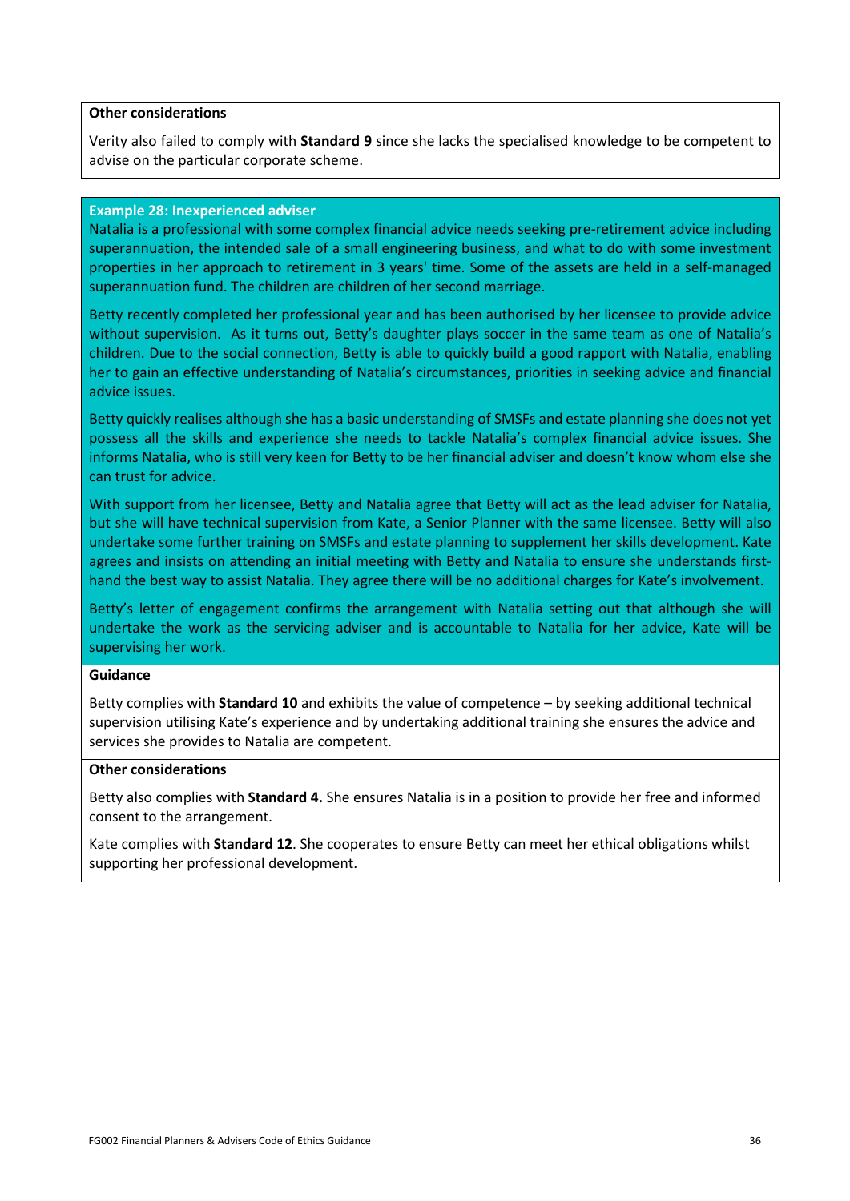**Other considerations**

Verity also failed to comply with **Standard 9** since she lacks the specialised knowledge to be competent to advise on the particular corporate scheme.

**Example 28: Inexperienced adviser**

Natalia is a professional with some complex financial advice needs seeking pre-retirement advice including superannuation, the intended sale of a small engineering business, and what to do with some investment properties in her approach to retirement in 3 years' time. Some of the assets are held in a self-managed superannuation fund. The children are children of her second marriage.

Betty recently completed her professional year and has been authorised by her licensee to provide advice without supervision. As it turns out, Betty's daughter plays soccer in the same team as one of Natalia's children. Due to the social connection, Betty is able to quickly build a good rapport with Natalia, enabling her to gain an effective understanding of Natalia's circumstances, priorities in seeking advice and financial advice issues.

Betty quickly realises although she has a basic understanding of SMSFs and estate planning she does not yet possess all the skills and experience she needs to tackle Natalia's complex financial advice issues. She informs Natalia, who is still very keen for Betty to be her financial adviser and doesn't know whom else she can trust for advice.

With support from her licensee, Betty and Natalia agree that Betty will act as the lead adviser for Natalia, but she will have technical supervision from Kate, a Senior Planner with the same licensee. Betty will also undertake some further training on SMSFs and estate planning to supplement her skills development. Kate agrees and insists on attending an initial meeting with Betty and Natalia to ensure she understands first-hand the best way to assist Natalia. They agree there will be no additional charges for Kate's involvement.

Betty's letter of engagement confirms the arrangement with Natalia setting out that although she will undertake the work as the servicing adviser and is accountable to Natalia for her advice, Kate will be supervising her work.

**Guidance**

Betty complies with **Standard 10** and exhibits the value of competence – by seeking additional technical supervision utilising Kate's experience and by undertaking additional training she ensures the advice and services she provides to Natalia are competent.

**Other considerations**

Betty also complies with **Standard 4.** She ensures Natalia is in a position to provide her free and informed consent to the arrangement.

Kate complies with **Standard 12**. She cooperates to ensure Betty can meet her ethical obligations whilst supporting her professional development.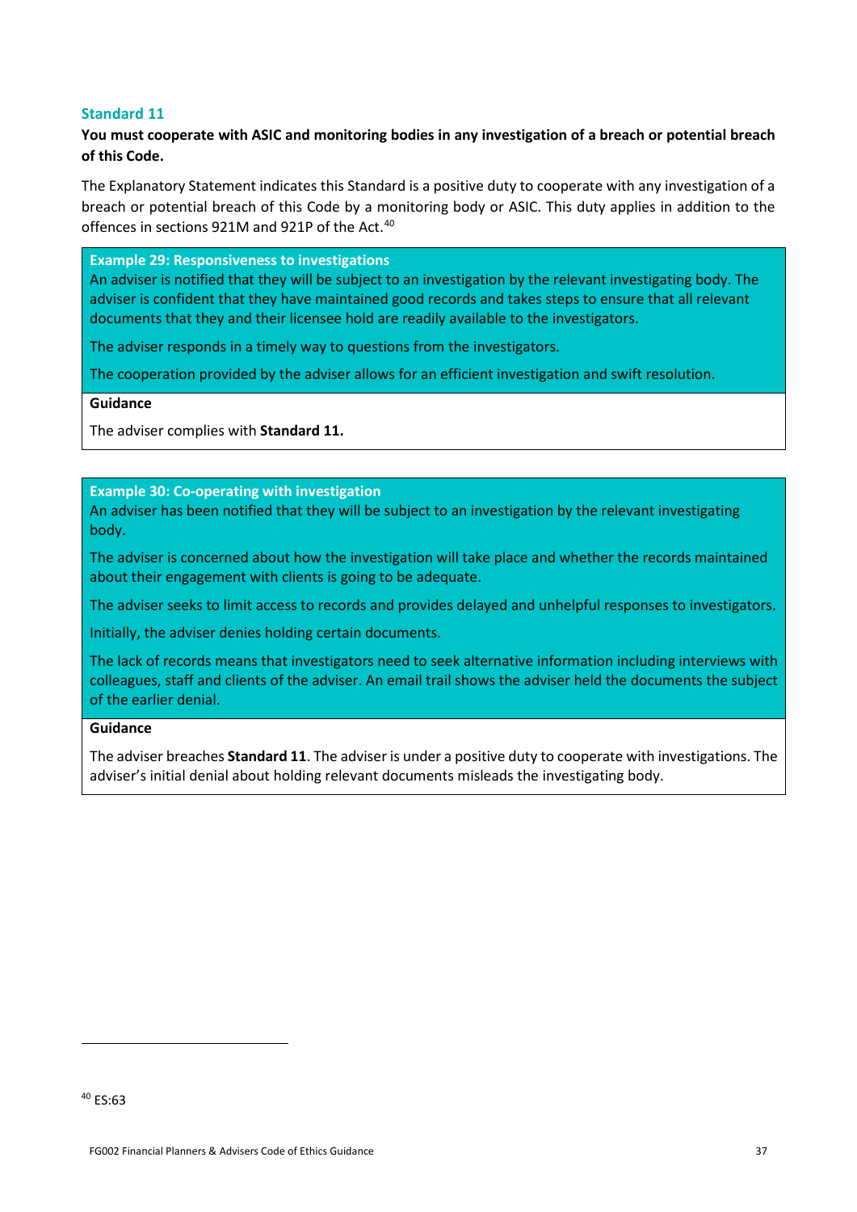## Standard 11

**You must cooperate with ASIC and monitoring bodies in any investigation of a breach or potential breach of this Code.**

The Explanatory Statement indicates this Standard is a positive duty to cooperate with any investigation of a breach or potential breach of this Code by a monitoring body or ASIC. This duty applies in addition to the offences in sections 921M and 921P of the Act.[40]

**Example 29: Responsiveness to investigations**

An adviser is notified that they will be subject to an investigation by the relevant investigating body. The adviser is confident that they have maintained good records and takes steps to ensure that all relevant documents that they and their licensee hold are readily available to the investigators.

The adviser responds in a timely way to questions from the investigators.

The cooperation provided by the adviser allows for an efficient investigation and swift resolution.

**Guidance**

The adviser complies with **Standard 11.**

**Example 30: Co-operating with investigation**

An adviser has been notified that they will be subject to an investigation by the relevant investigating body.

The adviser is concerned about how the investigation will take place and whether the records maintained about their engagement with clients is going to be adequate.

The adviser seeks to limit access to records and provides delayed and unhelpful responses to investigators.

Initially, the adviser denies holding certain documents.

The lack of records means that investigators need to seek alternative information including interviews with colleagues, staff and clients of the adviser. An email trail shows the adviser held the documents the subject of the earlier denial.

**Guidance**

The adviser breaches **Standard 11**. The adviser is under a positive duty to cooperate with investigations. The adviser's initial denial about holding relevant documents misleads the investigating body.

---

[40] ES:63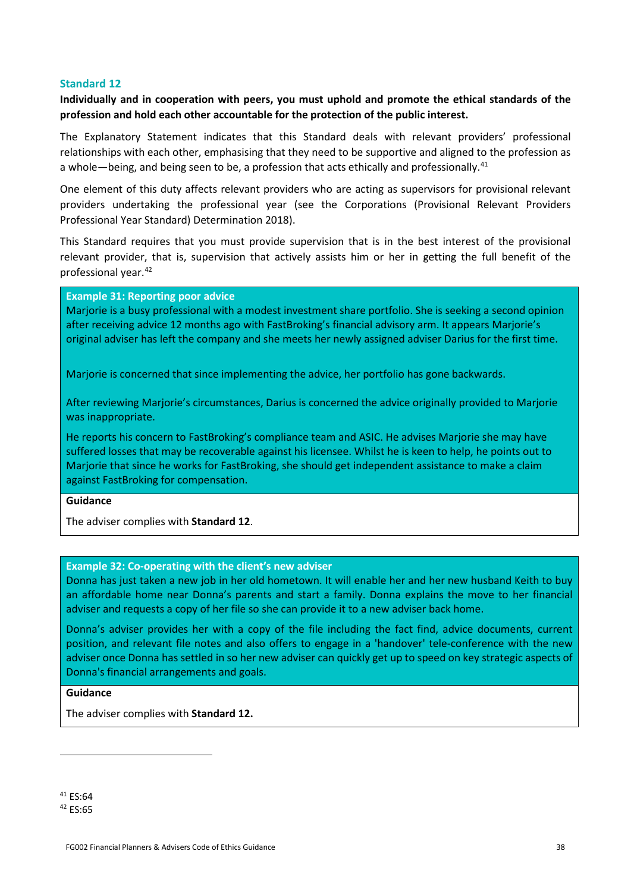## Standard 12

**Individually and in cooperation with peers, you must uphold and promote the ethical standards of the profession and hold each other accountable for the protection of the public interest.**

The Explanatory Statement indicates that this Standard deals with relevant providers' professional relationships with each other, emphasising that they need to be supportive and aligned to the profession as a whole—being, and being seen to be, a profession that acts ethically and professionally.[41]

One element of this duty affects relevant providers who are acting as supervisors for provisional relevant providers undertaking the professional year (see the Corporations (Provisional Relevant Providers Professional Year Standard) Determination 2018).

This Standard requires that you must provide supervision that is in the best interest of the provisional relevant provider, that is, supervision that actively assists him or her in getting the full benefit of the professional year.[42]

**Example 31: Reporting poor advice**

Marjorie is a busy professional with a modest investment share portfolio. She is seeking a second opinion after receiving advice 12 months ago with FastBroking's financial advisory arm. It appears Marjorie's original adviser has left the company and she meets her newly assigned adviser Darius for the first time.

Marjorie is concerned that since implementing the advice, her portfolio has gone backwards.

After reviewing Marjorie's circumstances, Darius is concerned the advice originally provided to Marjorie was inappropriate.

He reports his concern to FastBroking's compliance team and ASIC. He advises Marjorie she may have suffered losses that may be recoverable against his licensee. Whilst he is keen to help, he points out to Marjorie that since he works for FastBroking, she should get independent assistance to make a claim against FastBroking for compensation.

**Guidance**

The adviser complies with **Standard 12**.

**Example 32: Co-operating with the client's new adviser**

Donna has just taken a new job in her old hometown. It will enable her and her new husband Keith to buy an affordable home near Donna's parents and start a family. Donna explains the move to her financial adviser and requests a copy of her file so she can provide it to a new adviser back home.

Donna's adviser provides her with a copy of the file including the fact find, advice documents, current position, and relevant file notes and also offers to engage in a 'handover' tele-conference with the new adviser once Donna has settled in so her new adviser can quickly get up to speed on key strategic aspects of Donna's financial arrangements and goals.

**Guidance**

The adviser complies with **Standard 12.**

---

[41] ES:64

[42] ES:65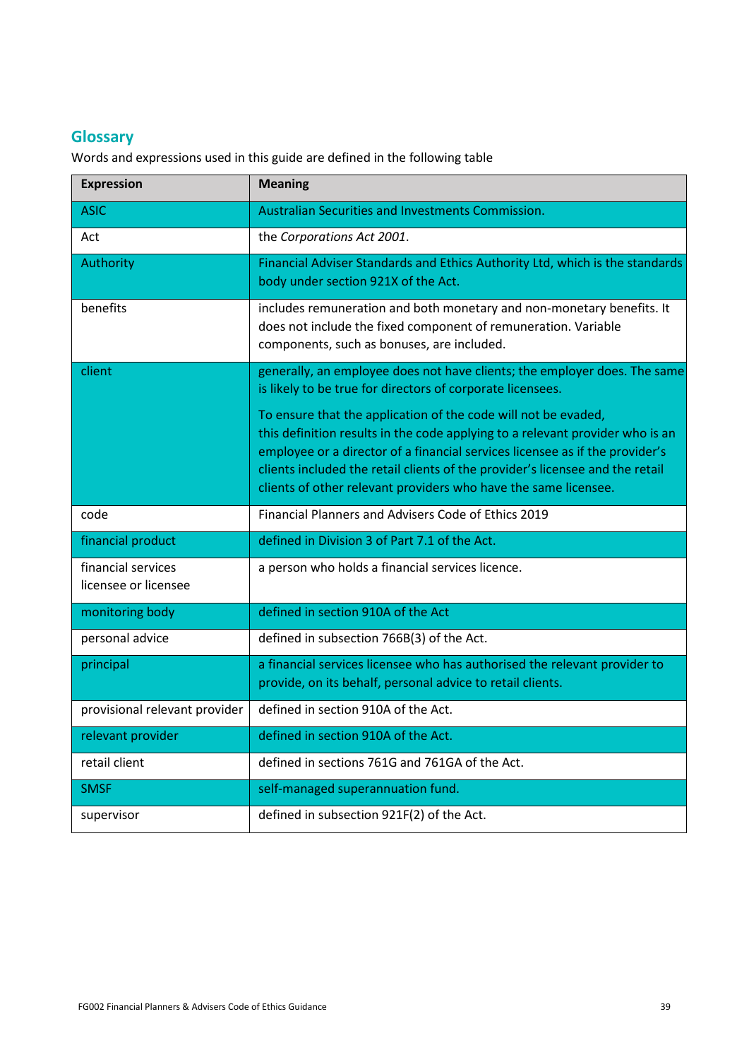## Glossary

Words and expressions used in this guide are defined in the following table

| Expression | Meaning |
|---|---|
| ASIC | Australian Securities and Investments Commission. |
| Act | the *Corporations Act 2001*. |
| Authority | Financial Adviser Standards and Ethics Authority Ltd, which is the standards body under section 921X of the Act. |
| benefits | includes remuneration and both monetary and non-monetary benefits. It does not include the fixed component of remuneration. Variable components, such as bonuses, are included. |
| client | generally, an employee does not have clients; the employer does. The same is likely to be true for directors of corporate licensees.<br><br>To ensure that the application of the code will not be evaded, this definition results in the code applying to a relevant provider who is an employee or a director of a financial services licensee as if the provider's clients included the retail clients of the provider's licensee and the retail clients of other relevant providers who have the same licensee. |
| code | Financial Planners and Advisers Code of Ethics 2019 |
| financial product | defined in Division 3 of Part 7.1 of the Act. |
| financial services licensee or licensee | a person who holds a financial services licence. |
| monitoring body | defined in section 910A of the Act |
| personal advice | defined in subsection 766B(3) of the Act. |
| principal | a financial services licensee who has authorised the relevant provider to provide, on its behalf, personal advice to retail clients. |
| provisional relevant provider | defined in section 910A of the Act. |
| relevant provider | defined in section 910A of the Act. |
| retail client | defined in sections 761G and 761GA of the Act. |
| SMSF | self-managed superannuation fund. |
| supervisor | defined in subsection 921F(2) of the Act. |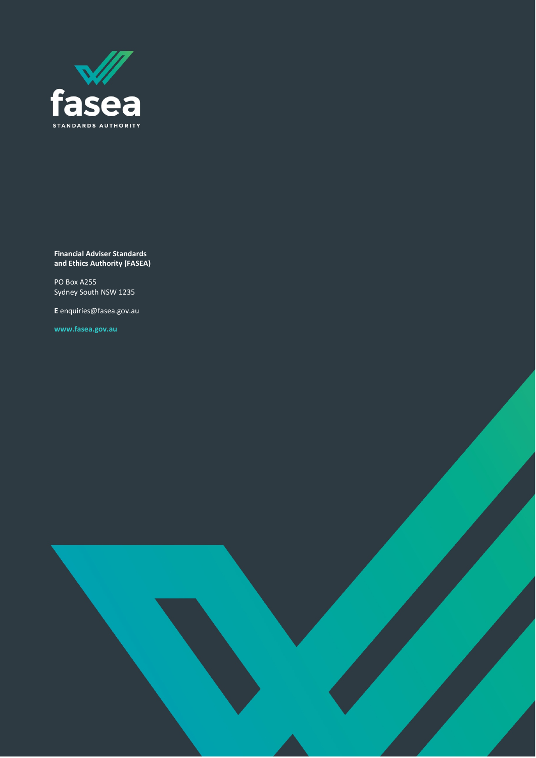fasea

STANDARDS AUTHORITY

**Financial Adviser Standards and Ethics Authority (FASEA)**

PO Box A255
Sydney South NSW 1235

**E** enquiries@fasea.gov.au

**www.fasea.gov.au**